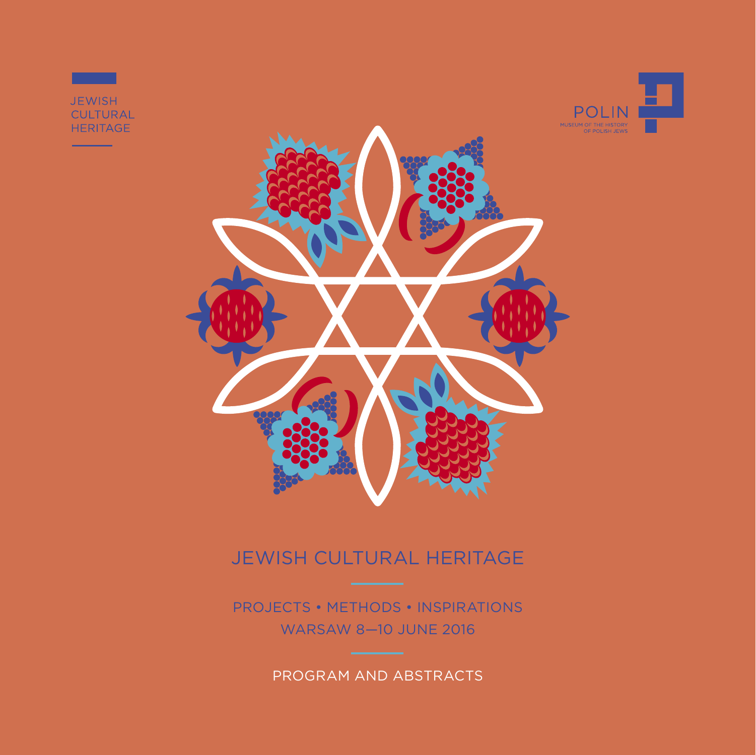JEWISH CULTURAL HERITAGE

POLIN
MUSEUM OF THE HISTORY OF POLISH JEWS

# JEWISH CULTURAL HERITAGE

PROJECTS • METHODS • INSPIRATIONS

WARSAW 8—10 JUNE 2016

PROGRAM AND ABSTRACTS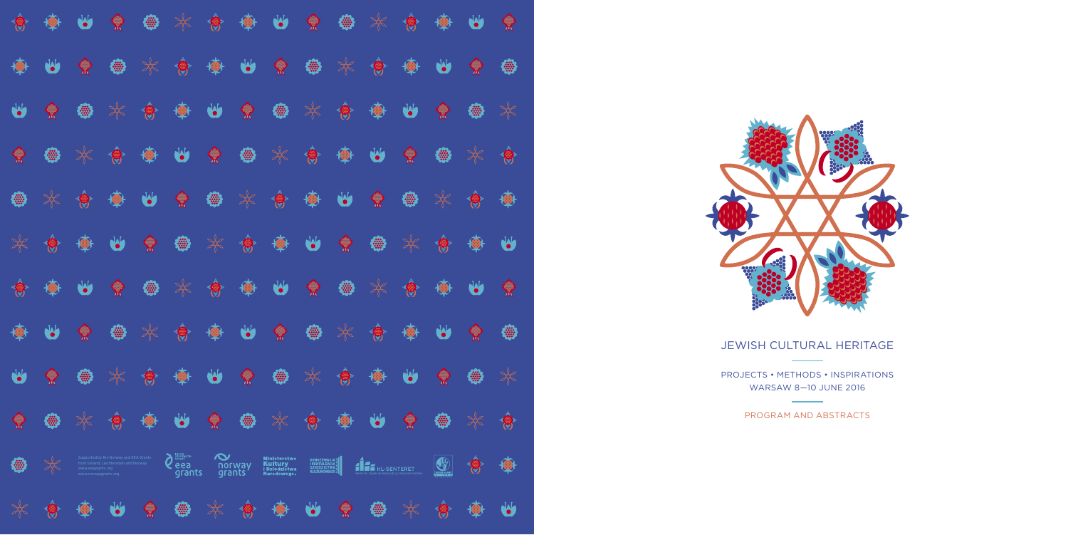Supported by the Norway and EEA Grants from Iceland, Liechtenstein and Norway.
www.eeagrants.org
www.norwaygrants.org

# JEWISH CULTURAL HERITAGE

PROJECTS • METHODS • INSPIRATIONS
WARSAW 8—10 JUNE 2016

PROGRAM AND ABSTRACTS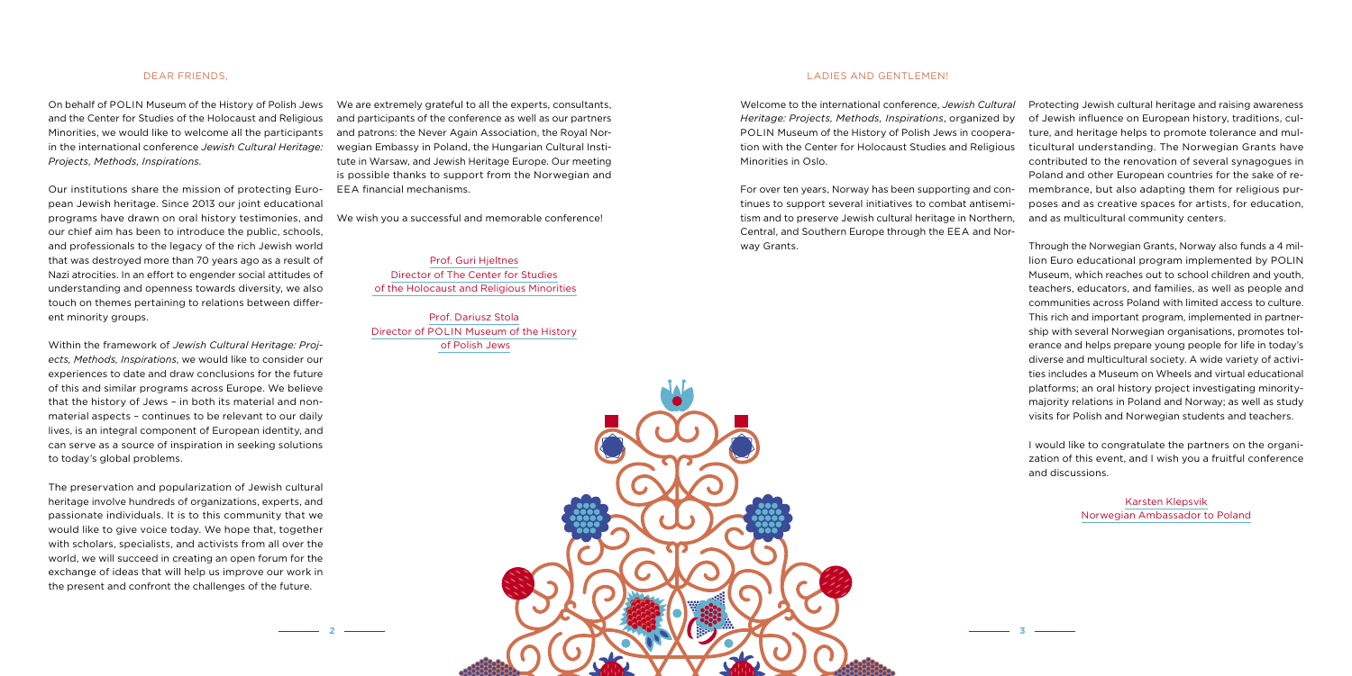## DEAR FRIENDS,

On behalf of POLIN Museum of the History of Polish Jews and the Center for Studies of the Holocaust and Religious Minorities, we would like to welcome all the participants in the international conference *Jewish Cultural Heritage: Projects, Methods, Inspirations*.

Our institutions share the mission of protecting European Jewish heritage. Since 2013 our joint educational programs have drawn on oral history testimonies, and our chief aim has been to introduce the public, schools, and professionals to the legacy of the rich Jewish world that was destroyed more than 70 years ago as a result of Nazi atrocities. In an effort to engender social attitudes of understanding and openness towards diversity, we also touch on themes pertaining to relations between different minority groups.

Within the framework of *Jewish Cultural Heritage: Projects, Methods, Inspirations*, we would like to consider our experiences to date and draw conclusions for the future of this and similar programs across Europe. We believe that the history of Jews – in both its material and non-material aspects – continues to be relevant to our daily lives, is an integral component of European identity, and can serve as a source of inspiration in seeking solutions to today's global problems.

The preservation and popularization of Jewish cultural heritage involve hundreds of organizations, experts, and passionate individuals. It is to this community that we would like to give voice today. We hope that, together with scholars, specialists, and activists from all over the world, we will succeed in creating an open forum for the exchange of ideas that will help us improve our work in the present and confront the challenges of the future.

We are extremely grateful to all the experts, consultants, and participants of the conference as well as our partners and patrons: the Never Again Association, the Royal Norwegian Embassy in Poland, the Hungarian Cultural Institute in Warsaw, and Jewish Heritage Europe. Our meeting is possible thanks to support from the Norwegian and EEA financial mechanisms.

We wish you a successful and memorable conference!

Prof. Guri Hjeltnes
Director of The Center for Studies of the Holocaust and Religious Minorities

Prof. Dariusz Stola
Director of POLIN Museum of the History of Polish Jews

## LADIES AND GENTLEMEN!

Welcome to the international conference, *Jewish Cultural Heritage: Projects, Methods, Inspirations*, organized by POLIN Museum of the History of Polish Jews in cooperation with the Center for Holocaust Studies and Religious Minorities in Oslo.

For over ten years, Norway has been supporting and continues to support several initiatives to combat antisemitism and to preserve Jewish cultural heritage in Northern, Central, and Southern Europe through the EEA and Norway Grants.

Protecting Jewish cultural heritage and raising awareness of Jewish influence on European history, traditions, culture, and heritage helps to promote tolerance and multicultural understanding. The Norwegian Grants have contributed to the renovation of several synagogues in Poland and other European countries for the sake of remembrance, but also adapting them for religious purposes and as creative spaces for artists, for education, and as multicultural community centers.

Through the Norwegian Grants, Norway also funds a 4 million Euro educational program implemented by POLIN Museum, which reaches out to school children and youth, teachers, educators, and families, as well as people and communities across Poland with limited access to culture. This rich and important program, implemented in partnership with several Norwegian organisations, promotes tolerance and helps prepare young people for life in today's diverse and multicultural society. A wide variety of activities includes a Museum on Wheels and virtual educational platforms; an oral history project investigating minority-majority relations in Poland and Norway; as well as study visits for Polish and Norwegian students and teachers.

I would like to congratulate the partners on the organization of this event, and I wish you a fruitful conference and discussions.

Karsten Klepsvik
Norwegian Ambassador to Poland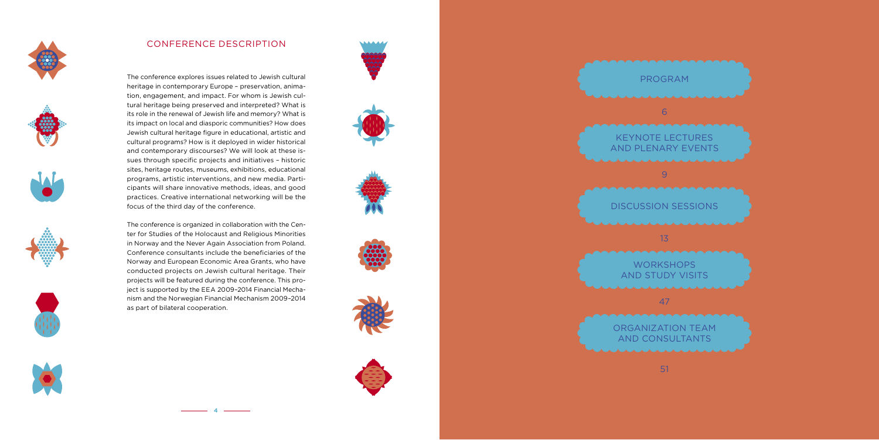## CONFERENCE DESCRIPTION

The conference explores issues related to Jewish cultural heritage in contemporary Europe – preservation, animation, engagement, and impact. For whom is Jewish cultural heritage being preserved and interpreted? What is its role in the renewal of Jewish life and memory? What is its impact on local and diasporic communities? How does Jewish cultural heritage figure in educational, artistic and cultural programs? How is it deployed in wider historical and contemporary discourses? We will look at these issues through specific projects and initiatives – historic sites, heritage routes, museums, exhibitions, educational programs, artistic interventions, and new media. Participants will share innovative methods, ideas, and good practices. Creative international networking will be the focus of the third day of the conference.

The conference is organized in collaboration with the Center for Studies of the Holocaust and Religious Minorities in Norway and the Never Again Association from Poland. Conference consultants include the beneficiaries of the Norway and European Economic Area Grants, who have conducted projects on Jewish cultural heritage. Their projects will be featured during the conference. This project is supported by the EEA 2009–2014 Financial Mechanism and the Norwegian Financial Mechanism 2009–2014 as part of bilateral cooperation.

PROGRAM — 6

KEYNOTE LECTURES AND PLENARY EVENTS — 9

DISCUSSION SESSIONS — 13

WORKSHOPS AND STUDY VISITS — 47

ORGANIZATION TEAM AND CONSULTANTS — 51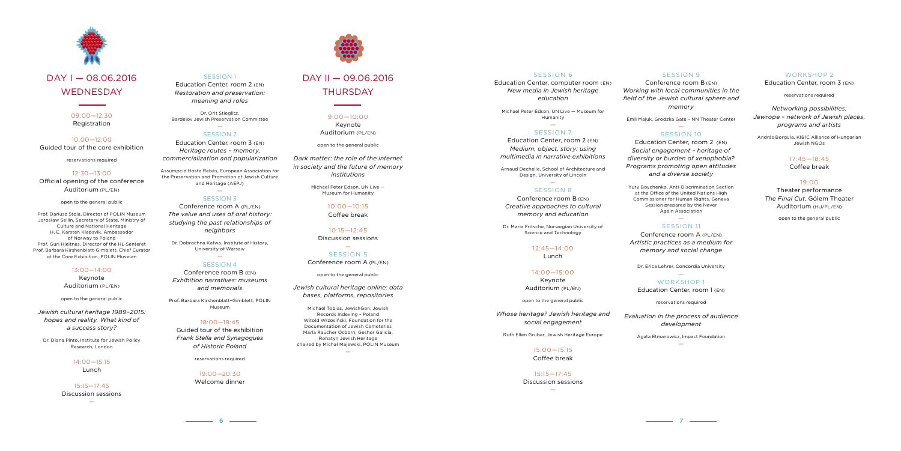# DAY I — 08.06.2016 WEDNESDAY

09:00—12:30
Registration

10:00—12:00
Guided tour of the core exhibition

reservations required

12:30—13:00
Official opening of the conference
Auditorium (PL/EN)

open to the general public

Prof. Dariusz Stola, Director of POLIN Museum
Jarosław Sellin, Secretary of State, Ministry of Culture and National Heritage
H. E. Karsten Klepsvik, Ambassador of Norway to Poland
Prof. Guri Hjeltnes, Director of the HL-Senteret
Prof. Barbara Kirshenblatt-Gimblett, Chief Curator of the Core Exhibition, POLIN Museum

13:00—14:00
Keynote
Auditorium (PL/EN)

open to the general public

*Jewish cultural heritage 1989–2015: hopes and reality. What kind of a success story?*

Dr. Diana Pinto, Institute for Jewish Policy Research, London

14:00—15:15
Lunch

15:15—17:45
Discussion sessions

—

SESSION 1
Education Center, room 2 (EN)
*Restoration and preservation: meaning and roles*

Dr. Orit Stieglitz, Bardejov Jewish Preservation Committee

—

SESSION 2
Education Center, room 3 (EN)
*Heritage routes – memory, commercialization and popularization*

Assumpció Hosta Rebés, European Association for the Preservation and Promotion of Jewish Culture and Heritage (AEPJ)

—

SESSION 3
Conference room A (PL/EN)
*The value and uses of oral history: studying the past relationships of neighbors*

Dr. Dobrochna Kałwa, Institute of History, University of Warsaw

—

SESSION 4
Conference room B (EN)
*Exhibition narratives: museums and memorials*

Prof. Barbara Kirshenblatt-Gimblett, POLIN Museum

18:00—18:45
Guided tour of the exhibition
*Frank Stella and Synagogues of Historic Poland*

reservations required

19:00—20:30
Welcome dinner

# DAY II — 09.06.2016 THURSDAY

9:00—10:00
Keynote
Auditorium (PL/EN)

open to the general public

*Dark matter: the role of the internet in society and the future of memory institutions*

Michael Peter Edson, UN Live — Museum for Humanity

10:00—10:15
Coffee break

10:15—12:45
Discussion sessions

—

SESSION 5
Conference room A (PL/EN)

open to the general public

*Jewish cultural heritage online: data bases, platforms, repositories*

Michael Tobias, JewishGen, Jewish Records Indexing – Poland
Witold Wrzosiński, Foundation for the Documentation of Jewish Cemeteries
Marla Raucher Osborn, Gesher Galicia, Rohatyn Jewish Heritage
chaired by Michał Majewski, POLIN Museum

—

SESSION 6
Education Center, computer room (EN)
*New media in Jewish heritage education*

Michael Peter Edson, UN Live — Museum for Humanity

—

SESSION 7
Education Center, room 2 (EN)
*Medium, object, story: using multimedia in narrative exhibitions*

Arnaud Dechelle, School of Architecture and Design, University of Lincoln

—

SESSION 8
Conference room B (EN)
*Creative approaches to cultural memory and education*

Dr. Maria Fritsche, Norwegian University of Science and Technology

12:45—14:00
Lunch

14:00—15:00
Keynote
Auditorium (PL/EN)

open to the general public

*Whose heritage? Jewish heritage and social engagement*

Ruth Ellen Gruber, Jewish Heritage Europe

15:00—15:15
Coffee break

15:15—17:45
Discussion sessions

—

SESSION 9
Conference room B (EN)
*Working with local communities in the field of the Jewish cultural sphere and memory*

Emil Majuk, Grodzka Gate – NN Theater Center

—

SESSION 10
Education Center, room 2 (EN)
*Social engagement – heritage of diversity or burden of xenophobia? Programs promoting open attitudes and a diverse society*

Yury Boychenko, Anti-Discrimination Section at the Office of the United Nations High Commissioner for Human Rights, Geneva
Session prepared by the Never Again Association

—

SESSION 11
Conference room A (PL/EN)
*Artistic practices as a medium for memory and social change*

Dr. Erica Lehrer, Concordia University

—

WORKSHOP 1
Education Center, room 1 (EN)

reservations required

*Evaluation in the process of audience development*

Agata Etmanowicz, Impact Foundation

—

WORKSHOP 2
Education Center, room 3 (EN)

reservations required

*Networking possibilities: Jewrope – network of Jewish places, programs and artists*

András Borgula, KIBIC Alliance of Hungarian Jewish NGOs

17:45—18:45
Coffee break

19:00
Theater performance
*The Final Cut*, Gólem Theater
Auditorium (HU/PL/EN)

open to the general public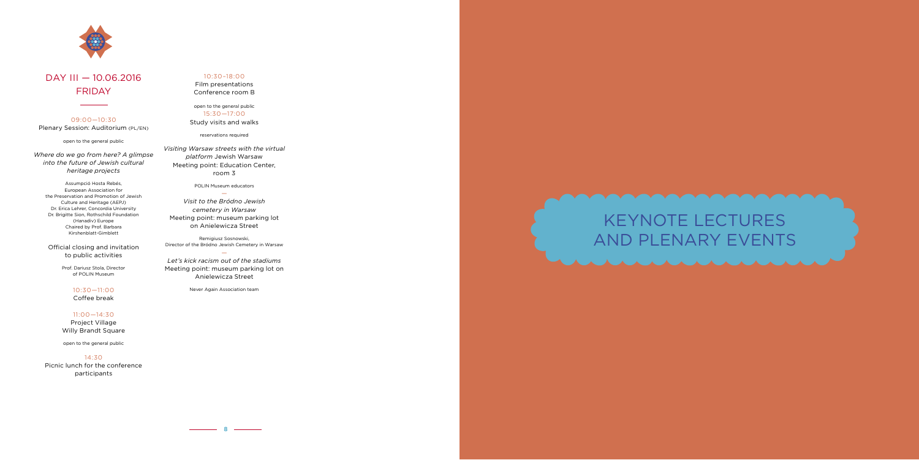## DAY III — 10.06.2016 FRIDAY

09:00—10:30
Plenary Session: Auditorium (PL/EN)

open to the general public

*Where do we go from here? A glimpse into the future of Jewish cultural heritage projects*

Assumpció Hosta Rebés, European Association for the Preservation and Promotion of Jewish Culture and Heritage (AEPJ)
Dr. Erica Lehrer, Concordia University
Dr. Brigitte Sion, Rothschild Foundation (Hanadiv) Europe
Chaired by Prof. Barbara Kirshenblatt-Gimblett

Official closing and invitation to public activities

Prof. Dariusz Stola, Director of POLIN Museum

10:30—11:00
Coffee break

11:00—14:30
Project Village
Willy Brandt Square

open to the general public

14:30
Picnic lunch for the conference participants

10:30–18:00
Film presentations
Conference room B

open to the general public

15:30—17:00
Study visits and walks

reservations required

*Visiting Warsaw streets with the virtual platform* Jewish Warsaw
Meeting point: Education Center, room 3

POLIN Museum educators

—

*Visit to the Bródno Jewish cemetery in Warsaw*
Meeting point: museum parking lot on Anielewicza Street

Remigiusz Sosnowski, Director of the Bródno Jewish Cemetery in Warsaw

—

*Let's kick racism out of the stadiums*
Meeting point: museum parking lot on Anielewicza Street

Never Again Association team

# KEYNOTE LECTURES AND PLENARY EVENTS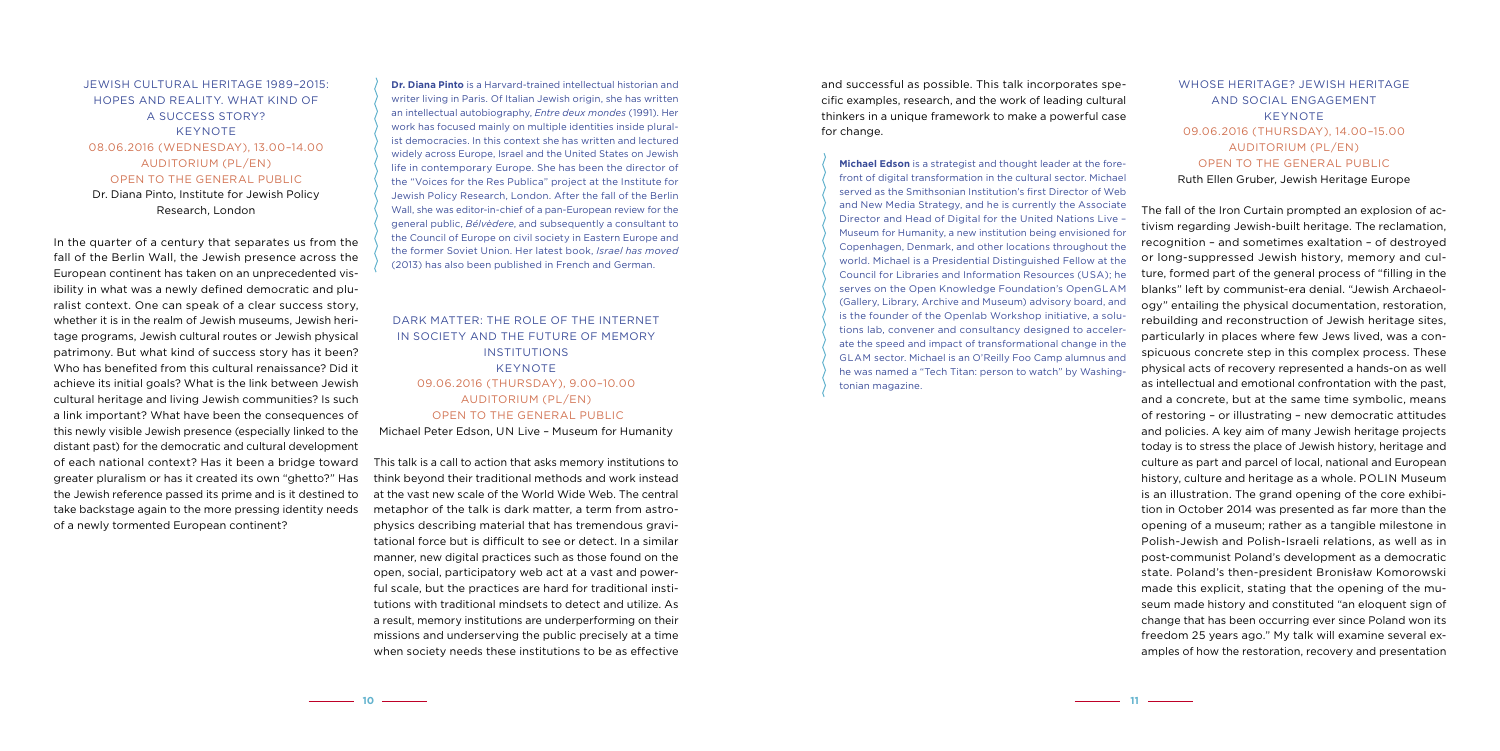## JEWISH CULTURAL HERITAGE 1989–2015: HOPES AND REALITY. WHAT KIND OF A SUCCESS STORY?

KEYNOTE
08.06.2016 (WEDNESDAY), 13.00–14.00
AUDITORIUM (PL/EN)
OPEN TO THE GENERAL PUBLIC

Dr. Diana Pinto, Institute for Jewish Policy Research, London

In the quarter of a century that separates us from the fall of the Berlin Wall, the Jewish presence across the European continent has taken on an unprecedented visibility in what was a newly defined democratic and pluralist context. One can speak of a clear success story, whether it is in the realm of Jewish museums, Jewish heritage programs, Jewish cultural routes or Jewish physical patrimony. But what kind of success story has it been? Who has benefited from this cultural renaissance? Did it achieve its initial goals? What is the link between Jewish cultural heritage and living Jewish communities? Is such a link important? What have been the consequences of this newly visible Jewish presence (especially linked to the distant past) for the democratic and cultural development of each national context? Has it been a bridge toward greater pluralism or has it created its own "ghetto?" Has the Jewish reference passed its prime and is it destined to take backstage again to the more pressing identity needs of a newly tormented European continent?

**Dr. Diana Pinto** is a Harvard-trained intellectual historian and writer living in Paris. Of Italian Jewish origin, she has written an intellectual autobiography, *Entre deux mondes* (1991). Her work has focused mainly on multiple identities inside pluralist democracies. In this context she has written and lectured widely across Europe, Israel and the United States on Jewish life in contemporary Europe. She has been the director of the "Voices for the Res Publica" project at the Institute for Jewish Policy Research, London. After the fall of the Berlin Wall, she was editor-in-chief of a pan-European review for the general public, *Belvédère*, and subsequently a consultant to the Council of Europe on civil society in Eastern Europe and the former Soviet Union. Her latest book, *Israel has moved* (2013) has also been published in French and German.

## DARK MATTER: THE ROLE OF THE INTERNET IN SOCIETY AND THE FUTURE OF MEMORY INSTITUTIONS

KEYNOTE
09.06.2016 (THURSDAY), 9.00–10.00
AUDITORIUM (PL/EN)
OPEN TO THE GENERAL PUBLIC

Michael Peter Edson, UN Live – Museum for Humanity

This talk is a call to action that asks memory institutions to think beyond their traditional methods and work instead at the vast new scale of the World Wide Web. The central metaphor of the talk is dark matter, a term from astrophysics describing material that has tremendous gravitational force but is difficult to see or detect. In a similar manner, new digital practices such as those found on the open, social, participatory web act at a vast and powerful scale, but the practices are hard for traditional institutions with traditional mindsets to detect and utilize. As a result, memory institutions are underperforming on their missions and underserving the public precisely at a time when society needs these institutions to be as effective and successful as possible. This talk incorporates specific examples, research, and the work of leading cultural thinkers in a unique framework to make a powerful case for change.

**Michael Edson** is a strategist and thought leader at the forefront of digital transformation in the cultural sector. Michael served as the Smithsonian Institution's first Director of Web and New Media Strategy, and he is currently the Associate Director and Head of Digital for the United Nations Live – Museum for Humanity, a new institution being envisioned for Copenhagen, Denmark, and other locations throughout the world. Michael is a Presidential Distinguished Fellow at the Council for Libraries and Information Resources (USA); he serves on the Open Knowledge Foundation's OpenGLAM (Gallery, Library, Archive and Museum) advisory board, and is the founder of the Openlab Workshop initiative, a solutions lab, convener and consultancy designed to accelerate the speed and impact of transformational change in the GLAM sector. Michael is an O'Reilly Foo Camp alumnus and he was named a "Tech Titan: person to watch" by Washingtonian magazine.

## WHOSE HERITAGE? JEWISH HERITAGE AND SOCIAL ENGAGEMENT

KEYNOTE
09.06.2016 (THURSDAY), 14.00–15.00
AUDITORIUM (PL/EN)
OPEN TO THE GENERAL PUBLIC

Ruth Ellen Gruber, Jewish Heritage Europe

The fall of the Iron Curtain prompted an explosion of activism regarding Jewish-built heritage. The reclamation, recognition – and sometimes exaltation – of destroyed or long-suppressed Jewish history, memory and culture, formed part of the general process of "filling in the blanks" left by communist-era denial. "Jewish Archaeology" entailing the physical documentation, restoration, rebuilding and reconstruction of Jewish heritage sites, particularly in places where few Jews lived, was a conspicuous concrete step in this complex process. These physical acts of recovery represented a hands-on as well as intellectual and emotional confrontation with the past, and a concrete, but at the same time symbolic, means of restoring – or illustrating – new democratic attitudes and policies. A key aim of many Jewish heritage projects today is to stress the place of Jewish history, heritage and culture as part and parcel of local, national and European history, culture and heritage as a whole. POLIN Museum is an illustration. The grand opening of the core exhibition in October 2014 was presented as far more than the opening of a museum; rather as a tangible milestone in Polish-Jewish and Polish-Israeli relations, as well as in post-communist Poland's development as a democratic state. Poland's then-president Bronisław Komorowski made this explicit, stating that the opening of the museum made history and constituted "an eloquent sign of change that has been occurring ever since Poland won its freedom 25 years ago." My talk will examine several examples of how the restoration, recovery and presentation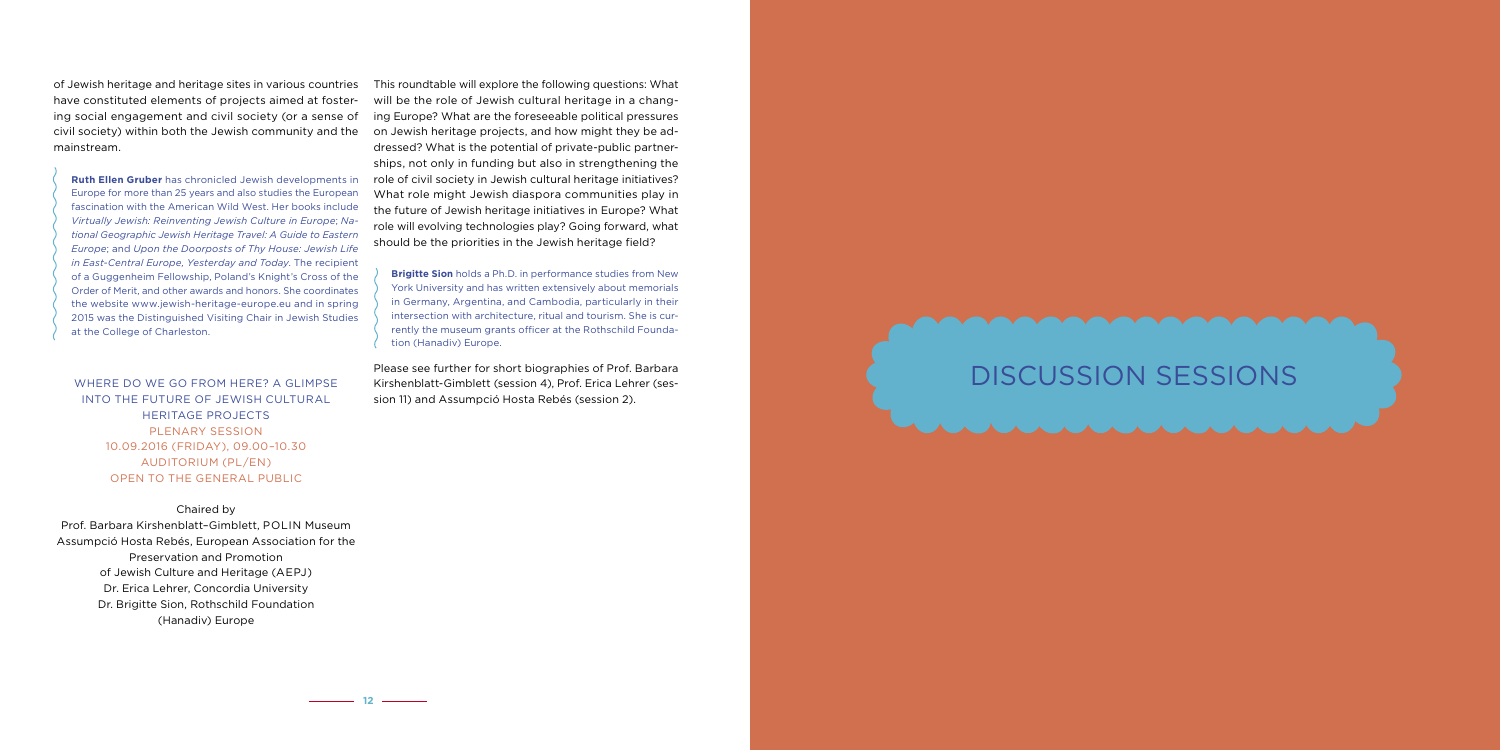of Jewish heritage and heritage sites in various countries have constituted elements of projects aimed at fostering social engagement and civil society (or a sense of civil society) within both the Jewish community and the mainstream.

**Ruth Ellen Gruber** has chronicled Jewish developments in Europe for more than 25 years and also studies the European fascination with the American Wild West. Her books include *Virtually Jewish: Reinventing Jewish Culture in Europe*; *National Geographic Jewish Heritage Travel: A Guide to Eastern Europe*; and *Upon the Doorposts of Thy House: Jewish Life in East-Central Europe, Yesterday and Today*. The recipient of a Guggenheim Fellowship, Poland's Knight's Cross of the Order of Merit, and other awards and honors. She coordinates the website www.jewish-heritage-europe.eu and in spring 2015 was the Distinguished Visiting Chair in Jewish Studies at the College of Charleston.

## WHERE DO WE GO FROM HERE? A GLIMPSE INTO THE FUTURE OF JEWISH CULTURAL HERITAGE PROJECTS

PLENARY SESSION
10.09.2016 (FRIDAY), 09.00–10.30
AUDITORIUM (PL/EN)
OPEN TO THE GENERAL PUBLIC

Chaired by
Prof. Barbara Kirshenblatt–Gimblett, POLIN Museum
Assumpció Hosta Rebés, European Association for the Preservation and Promotion of Jewish Culture and Heritage (AEPJ)
Dr. Erica Lehrer, Concordia University
Dr. Brigitte Sion, Rothschild Foundation (Hanadiv) Europe

This roundtable will explore the following questions: What will be the role of Jewish cultural heritage in a changing Europe? What are the foreseeable political pressures on Jewish heritage projects, and how might they be addressed? What is the potential of private-public partnerships, not only in funding but also in strengthening the role of civil society in Jewish cultural heritage initiatives? What role might Jewish diaspora communities play in the future of Jewish heritage initiatives in Europe? What role will evolving technologies play? Going forward, what should be the priorities in the Jewish heritage field?

**Brigitte Sion** holds a Ph.D. in performance studies from New York University and has written extensively about memorials in Germany, Argentina, and Cambodia, particularly in their intersection with architecture, ritual and tourism. She is currently the museum grants officer at the Rothschild Foundation (Hanadiv) Europe.

Please see further for short biographies of Prof. Barbara Kirshenblatt-Gimblett (session 4), Prof. Erica Lehrer (session 11) and Assumpció Hosta Rebés (session 2).

# DISCUSSION SESSIONS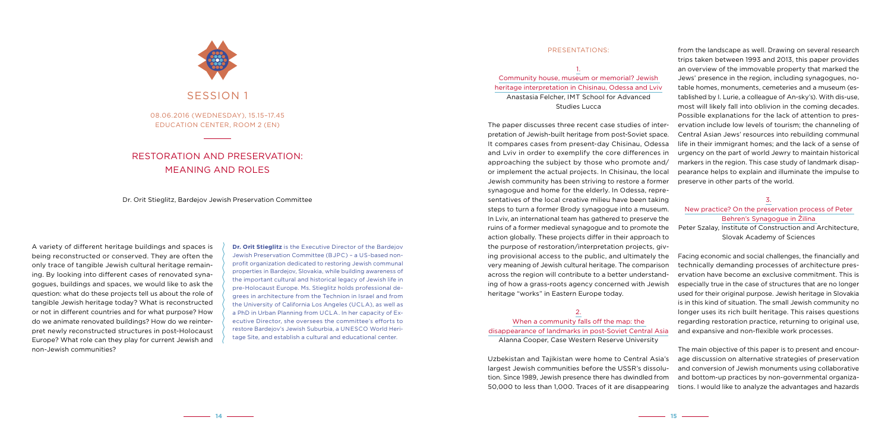# SESSION 1

08.06.2016 (WEDNESDAY), 15.15–17.45
EDUCATION CENTER, ROOM 2 (EN)

## RESTORATION AND PRESERVATION: MEANING AND ROLES

Dr. Orit Stieglitz, Bardejov Jewish Preservation Committee

A variety of different heritage buildings and spaces is being reconstructed or conserved. They are often the only trace of tangible Jewish cultural heritage remaining. By looking into different cases of renovated synagogues, buildings and spaces, we would like to ask the question: what do these projects tell us about the role of tangible Jewish heritage today? What is reconstructed or not in different countries and for what purpose? How do we animate renovated buildings? How do we reinterpret newly reconstructed structures in post-Holocaust Europe? What role can they play for current Jewish and non-Jewish communities?

**Dr. Orit Stieglitz** is the Executive Director of the Bardejov Jewish Preservation Committee (BJPC) – a US-based non-profit organization dedicated to restoring Jewish communal properties in Bardejov, Slovakia, while building awareness of the important cultural and historical legacy of Jewish life in pre-Holocaust Europe. Ms. Stieglitz holds professional degrees in architecture from the Technion in Israel and from the University of California Los Angeles (UCLA), as well as a PhD in Urban Planning from UCLA. In her capacity of Executive Director, she oversees the committee's efforts to restore Bardejov's Jewish Suburbia, a UNESCO World Heritage Site, and establish a cultural and educational center.

### PRESENTATIONS:

#### 1. Community house, museum or memorial? Jewish heritage interpretation in Chisinau, Odessa and Lviv

Anastasia Felcher, IMT School for Advanced Studies Lucca

The paper discusses three recent case studies of interpretation of Jewish-built heritage from post-Soviet space. It compares cases from present-day Chisinau, Odessa and Lviv in order to exemplify the core differences in approaching the subject by those who promote and/or implement the actual projects. In Chisinau, the local Jewish community has been striving to restore a former synagogue and home for the elderly. In Odessa, representatives of the local creative milieu have been taking steps to turn a former Brody synagogue into a museum. In Lviv, an international team has gathered to preserve the ruins of a former medieval synagogue and to promote the action globally. These projects differ in their approach to the purpose of restoration/interpretation projects, giving provisional access to the public, and ultimately the very meaning of Jewish cultural heritage. The comparison across the region will contribute to a better understanding of how a grass-roots agency concerned with Jewish heritage "works" in Eastern Europe today.

#### 2. When a community falls off the map: the disappearance of landmarks in post-Soviet Central Asia

Alanna Cooper, Case Western Reserve University

Uzbekistan and Tajikistan were home to Central Asia's largest Jewish communities before the USSR's dissolution. Since 1989, Jewish presence there has dwindled from 50,000 to less than 1,000. Traces of it are disappearing from the landscape as well. Drawing on several research trips taken between 1993 and 2013, this paper provides an overview of the immovable property that marked the Jews' presence in the region, including synagogues, notable homes, monuments, cemeteries and a museum (established by I. Lurie, a colleague of An-sky's). With dis-use, most will likely fall into oblivion in the coming decades. Possible explanations for the lack of attention to preservation include low levels of tourism; the channeling of Central Asian Jews' resources into rebuilding communal life in their immigrant homes; and the lack of a sense of urgency on the part of world Jewry to maintain historical markers in the region. This case study of landmark disappearance helps to explain and illuminate the impulse to preserve in other parts of the world.

#### 3. New practice? On the preservation process of Peter Behren's Synagogue in Žilina

Peter Szalay, Institute of Construction and Architecture, Slovak Academy of Sciences

Facing economic and social challenges, the financially and technically demanding processes of architecture preservation have become an exclusive commitment. This is especially true in the case of structures that are no longer used for their original purpose. Jewish heritage in Slovakia is in this kind of situation. The small Jewish community no longer uses its rich built heritage. This raises questions regarding restoration practice, returning to original use, and expansive and non-flexible work processes.

The main objective of this paper is to present and encourage discussion on alternative strategies of preservation and conversion of Jewish monuments using collaborative and bottom-up practices by non-governmental organizations. I would like to analyze the advantages and hazards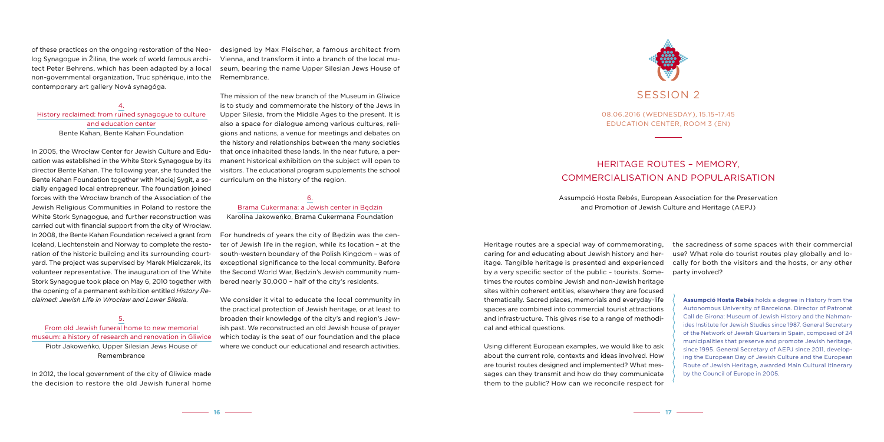of these practices on the ongoing restoration of the Neolog Synagogue in Žilina, the work of world famous architect Peter Behrens, which has been adapted by a local non-governmental organization, Truc sphérique, into the contemporary art gallery Nová synagóga.

### 4.
### History reclaimed: from ruined synagogue to culture and education center

Bente Kahan, Bente Kahan Foundation

In 2005, the Wrocław Center for Jewish Culture and Education was established in the White Stork Synagogue by its director Bente Kahan. The following year, she founded the Bente Kahan Foundation together with Maciej Sygit, a socially engaged local entrepreneur. The foundation joined forces with the Wrocław branch of the Association of the Jewish Religious Communities in Poland to restore the White Stork Synagogue, and further reconstruction was carried out with financial support from the city of Wrocław. In 2008, the Bente Kahan Foundation received a grant from Iceland, Liechtenstein and Norway to complete the restoration of the historic building and its surrounding courtyard. The project was supervised by Marek Mielczarek, its volunteer representative. The inauguration of the White Stork Synagogue took place on May 6, 2010 together with the opening of a permanent exhibition entitled *History Reclaimed: Jewish Life in Wrocław and Lower Silesia*.

### 5.
### From old Jewish funeral home to new memorial museum: a history of research and renovation in Gliwice

Piotr Jakoweńko, Upper Silesian Jews House of Remembrance

In 2012, the local government of the city of Gliwice made the decision to restore the old Jewish funeral home designed by Max Fleischer, a famous architect from Vienna, and transform it into a branch of the local museum, bearing the name Upper Silesian Jews House of Remembrance.

The mission of the new branch of the Museum in Gliwice is to study and commemorate the history of the Jews in Upper Silesia, from the Middle Ages to the present. It is also a space for dialogue among various cultures, religions and nations, a venue for meetings and debates on the history and relationships between the many societies that once inhabited these lands. In the near future, a permanent historical exhibition on the subject will open to visitors. The educational program supplements the school curriculum on the history of the region.

### 6.
### Brama Cukermana: a Jewish center in Będzin

Karolina Jakoweńko, Brama Cukermana Foundation

For hundreds of years the city of Będzin was the center of Jewish life in the region, while its location – at the south-western boundary of the Polish Kingdom – was of exceptional significance to the local community. Before the Second World War, Będzin's Jewish community numbered nearly 30,000 – half of the city's residents.

We consider it vital to educate the local community in the practical protection of Jewish heritage, or at least to broaden their knowledge of the city's and region's Jewish past. We reconstructed an old Jewish house of prayer which today is the seat of our foundation and the place where we conduct our educational and research activities.

# SESSION 2

08.06.2016 (WEDNESDAY), 15.15–17.45
EDUCATION CENTER, ROOM 3 (EN)

## HERITAGE ROUTES – MEMORY, COMMERCIALISATION AND POPULARISATION

Assumpció Hosta Rebés, European Association for the Preservation and Promotion of Jewish Culture and Heritage (AEPJ)

Heritage routes are a special way of commemorating, caring for and educating about Jewish history and heritage. Tangible heritage is presented and experienced by a very specific sector of the public – tourists. Sometimes the routes combine Jewish and non-Jewish heritage sites within coherent entities, elsewhere they are focused thematically. Sacred places, memorials and everyday-life spaces are combined into commercial tourist attractions and infrastructure. This gives rise to a range of methodical and ethical questions.

Using different European examples, we would like to ask about the current role, contexts and ideas involved. How are tourist routes designed and implemented? What messages can they transmit and how do they communicate them to the public? How can we reconcile respect for the sacredness of some spaces with their commercial use? What role do tourist routes play globally and locally for both the visitors and the hosts, or any other party involved?

**Assumpció Hosta Rebés** holds a degree in History from the Autonomous University of Barcelona. Director of Patronat Call de Girona: Museum of Jewish History and the Nahmanides Institute for Jewish Studies since 1987. General Secretary of the Network of Jewish Quarters in Spain, composed of 24 municipalities that preserve and promote Jewish heritage, since 1995. General Secretary of AEPJ since 2011, developing the European Day of Jewish Culture and the European Route of Jewish Heritage, awarded Main Cultural Itinerary by the Council of Europe in 2005.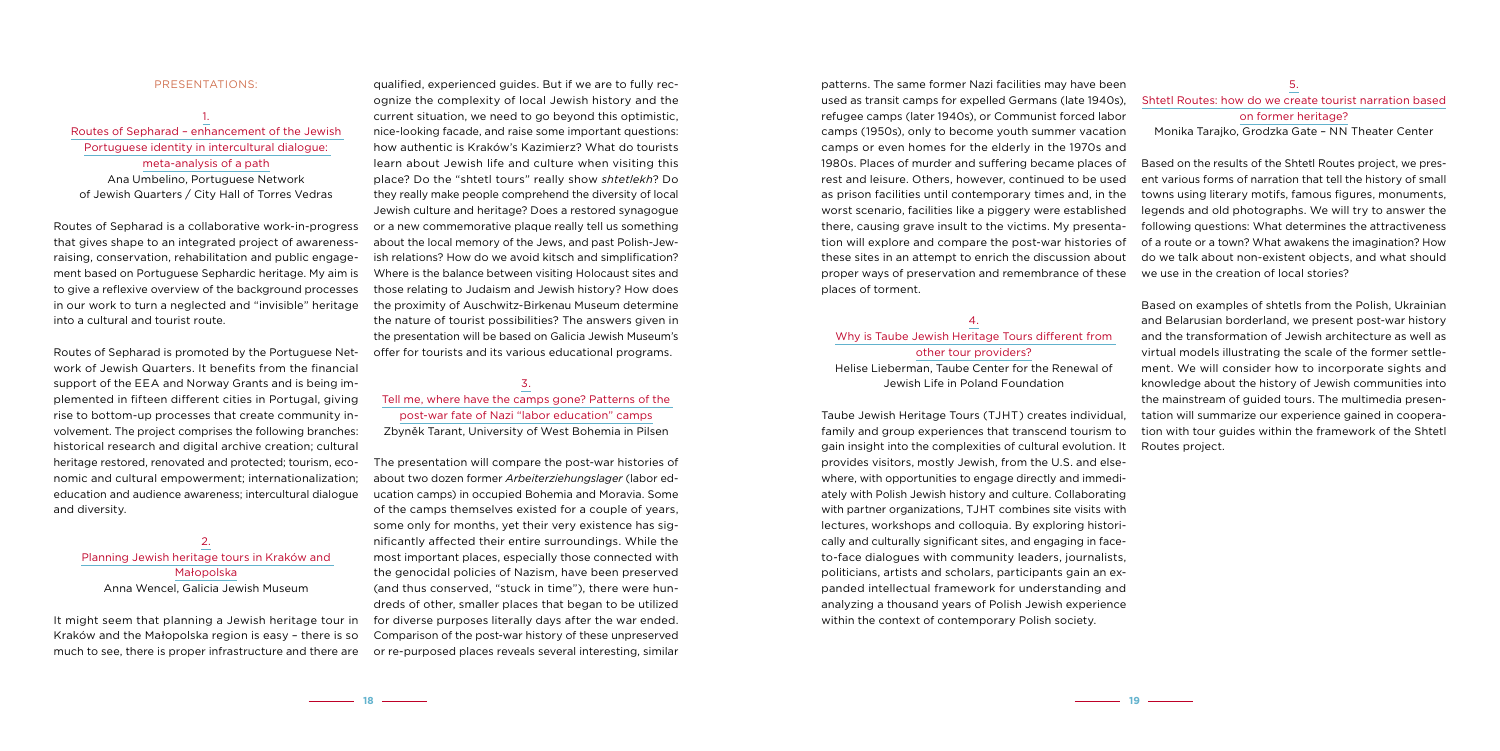## PRESENTATIONS:

### 1. Routes of Sepharad – enhancement of the Jewish Portuguese identity in intercultural dialogue: meta-analysis of a path

Ana Umbelino, Portuguese Network of Jewish Quarters / City Hall of Torres Vedras

Routes of Sepharad is a collaborative work-in-progress that gives shape to an integrated project of awareness-raising, conservation, rehabilitation and public engagement based on Portuguese Sephardic heritage. My aim is to give a reflexive overview of the background processes in our work to turn a neglected and "invisible" heritage into a cultural and tourist route.

Routes of Sepharad is promoted by the Portuguese Network of Jewish Quarters. It benefits from the financial support of the EEA and Norway Grants and is being implemented in fifteen different cities in Portugal, giving rise to bottom-up processes that create community involvement. The project comprises the following branches: historical research and digital archive creation; cultural heritage restored, renovated and protected; tourism, economic and cultural empowerment; internationalization; education and audience awareness; intercultural dialogue and diversity.

### 2. Planning Jewish heritage tours in Kraków and Małopolska

Anna Wencel, Galicia Jewish Museum

It might seem that planning a Jewish heritage tour in Kraków and the Małopolska region is easy – there is so much to see, there is proper infrastructure and there are qualified, experienced guides. But if we are to fully recognize the complexity of local Jewish history and the current situation, we need to go beyond this optimistic, nice-looking facade, and raise some important questions: how authentic is Kraków's Kazimierz? What do tourists learn about Jewish life and culture when visiting this place? Do the "shtetl tours" really show *shtetlekh*? Do they really make people comprehend the diversity of local Jewish culture and heritage? Does a restored synagogue or a new commemorative plaque really tell us something about the local memory of the Jews, and past Polish-Jewish relations? How do we avoid kitsch and simplification? Where is the balance between visiting Holocaust sites and those relating to Judaism and Jewish history? How does the proximity of Auschwitz-Birkenau Museum determine the nature of tourist possibilities? The answers given in the presentation will be based on Galicia Jewish Museum's offer for tourists and its various educational programs.

### 3. Tell me, where have the camps gone? Patterns of the post-war fate of Nazi "labor education" camps

Zbyněk Tarant, University of West Bohemia in Pilsen

The presentation will compare the post-war histories of about two dozen former *Arbeiterziehungslager* (labor education camps) in occupied Bohemia and Moravia. Some of the camps themselves existed for a couple of years, some only for months, yet their very existence has significantly affected their entire surroundings. While the most important places, especially those connected with the genocidal policies of Nazism, have been preserved (and thus conserved, "stuck in time"), there were hundreds of other, smaller places that began to be utilized for diverse purposes literally days after the war ended. Comparison of the post-war history of these unpreserved or re-purposed places reveals several interesting, similar patterns. The same former Nazi facilities may have been used as transit camps for expelled Germans (late 1940s), refugee camps (later 1940s), or Communist forced labor camps (1950s), only to become youth summer vacation camps or even homes for the elderly in the 1970s and 1980s. Places of murder and suffering became places of rest and leisure. Others, however, continued to be used as prison facilities until contemporary times and, in the worst scenario, facilities like a piggery were established there, causing grave insult to the victims. My presentation will explore and compare the post-war histories of these sites in an attempt to enrich the discussion about proper ways of preservation and remembrance of these places of torment.

### 4. Why is Taube Jewish Heritage Tours different from other tour providers?

Helise Lieberman, Taube Center for the Renewal of Jewish Life in Poland Foundation

Taube Jewish Heritage Tours (TJHT) creates individual, family and group experiences that transcend tourism to gain insight into the complexities of cultural evolution. It provides visitors, mostly Jewish, from the U.S. and elsewhere, with opportunities to engage directly and immediately with Polish Jewish history and culture. Collaborating with partner organizations, TJHT combines site visits with lectures, workshops and colloquia. By exploring historically and culturally significant sites, and engaging in face-to-face dialogues with community leaders, journalists, politicians, artists and scholars, participants gain an expanded intellectual framework for understanding and analyzing a thousand years of Polish Jewish experience within the context of contemporary Polish society.

### 5. Shtetl Routes: how do we create tourist narration based on former heritage?

Monika Tarajko, Grodzka Gate – NN Theater Center

Based on the results of the Shtetl Routes project, we present various forms of narration that tell the history of small towns using literary motifs, famous figures, monuments, legends and old photographs. We will try to answer the following questions: What determines the attractiveness of a route or a town? What awakens the imagination? How do we talk about non-existent objects, and what should we use in the creation of local stories?

Based on examples of shtetls from the Polish, Ukrainian and Belarusian borderland, we present post-war history and the transformation of Jewish architecture as well as virtual models illustrating the scale of the former settlement. We will consider how to incorporate sights and knowledge about the history of Jewish communities into the mainstream of guided tours. The multimedia presentation will summarize our experience gained in cooperation with tour guides within the framework of the Shtetl Routes project.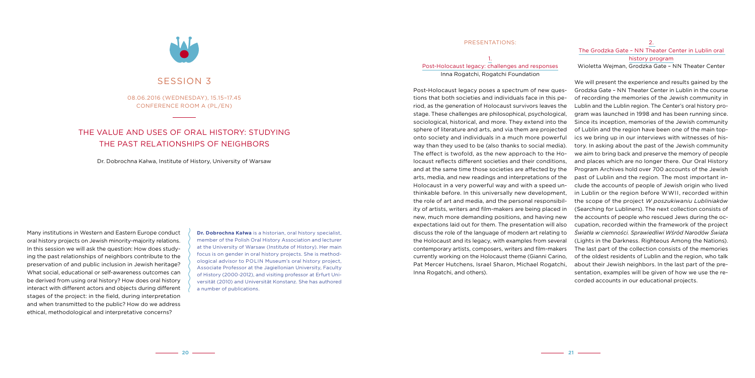# SESSION 3

08.06.2016 (WEDNESDAY), 15.15–17.45
CONFERENCE ROOM A (PL/EN)

## THE VALUE AND USES OF ORAL HISTORY: STUDYING THE PAST RELATIONSHIPS OF NEIGHBORS

Dr. Dobrochna Kałwa, Institute of History, University of Warsaw

Many institutions in Western and Eastern Europe conduct oral history projects on Jewish minority-majority relations. In this session we will ask the question: How does studying the past relationships of neighbors contribute to the preservation of and public inclusion in Jewish heritage? What social, educational or self-awareness outcomes can be derived from using oral history? How does oral history interact with different actors and objects during different stages of the project: in the field, during interpretation and when transmitted to the public? How do we address ethical, methodological and interpretative concerns?

**Dr. Dobrochna Kałwa** is a historian, oral history specialist, member of the Polish Oral History Association and lecturer at the University of Warsaw (Institute of History). Her main focus is on gender in oral history projects. She is methodological advisor to POLIN Museum's oral history project, Associate Professor at the Jagiellonian University, Faculty of History (2000-2012), and visiting professor at Erfurt Universität (2010) and Universität Konstanz. She has authored a number of publications.

### PRESENTATIONS:

#### 1. Post-Holocaust legacy: challenges and responses

Inna Rogatchi, Rogatchi Foundation

Post-Holocaust legacy poses a spectrum of new questions that both societies and individuals face in this period, as the generation of Holocaust survivors leaves the stage. These challenges are philosophical, psychological, sociological, historical, and more. They extend into the sphere of literature and arts, and via them are projected onto society and individuals in a much more powerful way than they used to be (also thanks to social media). The effect is twofold, as the new approach to the Holocaust reflects different societies and their conditions, and at the same time those societies are affected by the arts, media, and new readings and interpretations of the Holocaust in a very powerful way and with a speed unthinkable before. In this universally new development, the role of art and media, and the personal responsibility of artists, writers and film-makers are being placed in new, much more demanding positions, and having new expectations laid out for them. The presentation will also discuss the role of the language of modern art relating to the Holocaust and its legacy, with examples from several contemporary artists, composers, writers and film-makers currently working on the Holocaust theme (Gianni Carino, Pat Mercer Hutchens, Israel Sharon, Michael Rogatchi, Inna Rogatchi, and others).

#### 2. The Grodzka Gate – NN Theater Center in Lublin oral history program

Wioletta Wejman, Grodzka Gate – NN Theater Center

We will present the experience and results gained by the Grodzka Gate – NN Theater Center in Lublin in the course of recording the memories of the Jewish community in Lublin and the Lublin region. The Center's oral history program was launched in 1998 and has been running since. Since its inception, memories of the Jewish community of Lublin and the region have been one of the main topics we bring up in our interviews with witnesses of history. In asking about the past of the Jewish community we aim to bring back and preserve the memory of people and places which are no longer there. Our Oral History Program Archives hold over 700 accounts of the Jewish past of Lublin and the region. The most important include the accounts of people of Jewish origin who lived in Lublin or the region before WWII, recorded within the scope of the project *W poszukiwaniu Lubliniaków* (Searching for Lubliners). The next collection consists of the accounts of people who rescued Jews during the occupation, recorded within the framework of the project *Światła w ciemności. Sprawiedliwi Wśród Narodów Świata* (Lights in the Darkness. Righteous Among the Nations). The last part of the collection consists of the memories of the oldest residents of Lublin and the region, who talk about their Jewish neighbors. In the last part of the presentation, examples will be given of how we use the recorded accounts in our educational projects.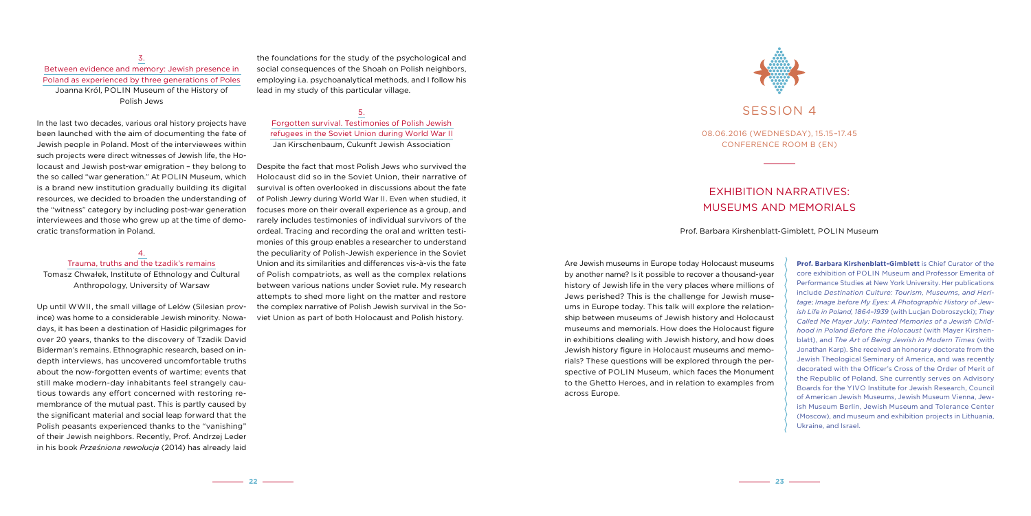### 3.
### Between evidence and memory: Jewish presence in Poland as experienced by three generations of Poles
Joanna Król, POLIN Museum of the History of Polish Jews

In the last two decades, various oral history projects have been launched with the aim of documenting the fate of Jewish people in Poland. Most of the interviewees within such projects were direct witnesses of Jewish life, the Holocaust and Jewish post-war emigration – they belong to the so called "war generation." At POLIN Museum, which is a brand new institution gradually building its digital resources, we decided to broaden the understanding of the "witness" category by including post-war generation interviewees and those who grew up at the time of democratic transformation in Poland.

### 4.
### Trauma, truths and the tzadik's remains
Tomasz Chwałek, Institute of Ethnology and Cultural Anthropology, University of Warsaw

Up until WWII, the small village of Lelów (Silesian province) was home to a considerable Jewish minority. Nowadays, it has been a destination of Hasidic pilgrimages for over 20 years, thanks to the discovery of Tzadik David Biderman's remains. Ethnographic research, based on in-depth interviews, has uncovered uncomfortable truths about the now-forgotten events of wartime; events that still make modern-day inhabitants feel strangely cautious towards any effort concerned with restoring remembrance of the mutual past. This is partly caused by the significant material and social leap forward that the Polish peasants experienced thanks to the "vanishing" of their Jewish neighbors. Recently, Prof. Andrzej Leder in his book *Prześniona rewolucja* (2014) has already laid the foundations for the study of the psychological and social consequences of the Shoah on Polish neighbors, employing i.a. psychoanalytical methods, and I follow his lead in my study of this particular village.

### 5.
### Forgotten survival. Testimonies of Polish Jewish refugees in the Soviet Union during World War II
Jan Kirschenbaum, Cukunft Jewish Association

Despite the fact that most Polish Jews who survived the Holocaust did so in the Soviet Union, their narrative of survival is often overlooked in discussions about the fate of Polish Jewry during World War II. Even when studied, it focuses more on their overall experience as a group, and rarely includes testimonies of individual survivors of the ordeal. Tracing and recording the oral and written testimonies of this group enables a researcher to understand the peculiarity of Polish-Jewish experience in the Soviet Union and its similarities and differences vis-à-vis the fate of Polish compatriots, as well as the complex relations between various nations under Soviet rule. My research attempts to shed more light on the matter and restore the complex narrative of Polish Jewish survival in the Soviet Union as part of both Holocaust and Polish history.

# SESSION 4

08.06.2016 (WEDNESDAY), 15.15–17.45
CONFERENCE ROOM B (EN)

## EXHIBITION NARRATIVES: MUSEUMS AND MEMORIALS

Prof. Barbara Kirshenblatt-Gimblett, POLIN Museum

Are Jewish museums in Europe today Holocaust museums by another name? Is it possible to recover a thousand-year history of Jewish life in the very places where millions of Jews perished? This is the challenge for Jewish museums in Europe today. This talk will explore the relationship between museums of Jewish history and Holocaust museums and memorials. How does the Holocaust figure in exhibitions dealing with Jewish history, and how does Jewish history figure in Holocaust museums and memorials? These questions will be explored through the perspective of POLIN Museum, which faces the Monument to the Ghetto Heroes, and in relation to examples from across Europe.

**Prof. Barbara Kirshenblatt-Gimblett** is Chief Curator of the core exhibition of POLIN Museum and Professor Emerita of Performance Studies at New York University. Her publications include *Destination Culture: Tourism, Museums, and Heritage*; *Image before My Eyes: A Photographic History of Jewish Life in Poland, 1864–1939* (with Lucjan Dobroszycki); *They Called Me Mayer July: Painted Memories of a Jewish Childhood in Poland Before the Holocaust* (with Mayer Kirshenblatt), and *The Art of Being Jewish in Modern Times* (with Jonathan Karp). She received an honorary doctorate from the Jewish Theological Seminary of America, and was recently decorated with the Officer's Cross of the Order of Merit of the Republic of Poland. She currently serves on Advisory Boards for the YIVO Institute for Jewish Research, Council of American Jewish Museums, Jewish Museum Vienna, Jewish Museum Berlin, Jewish Museum and Tolerance Center (Moscow), and museum and exhibition projects in Lithuania, Ukraine, and Israel.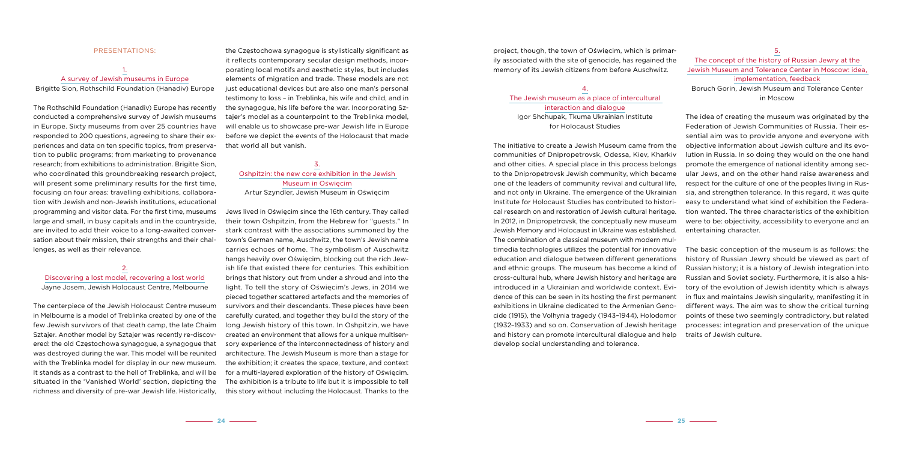PRESENTATIONS:

### 1. A survey of Jewish museums in Europe

Brigitte Sion, Rothschild Foundation (Hanadiv) Europe

The Rothschild Foundation (Hanadiv) Europe has recently conducted a comprehensive survey of Jewish museums in Europe. Sixty museums from over 25 countries have responded to 200 questions, agreeing to share their experiences and data on ten specific topics, from preservation to public programs; from marketing to provenance research; from exhibitions to administration. Brigitte Sion, who coordinated this groundbreaking research project, will present some preliminary results for the first time, focusing on four areas: travelling exhibitions, collaboration with Jewish and non-Jewish institutions, educational programming and visitor data. For the first time, museums large and small, in busy capitals and in the countryside, are invited to add their voice to a long-awaited conversation about their mission, their strengths and their challenges, as well as their relevance.

### 2. Discovering a lost model, recovering a lost world

Jayne Josem, Jewish Holocaust Centre, Melbourne

The centerpiece of the Jewish Holocaust Centre museum in Melbourne is a model of Treblinka created by one of the few Jewish survivors of that death camp, the late Chaim Sztajer. Another model by Sztajer was recently re-discovered: the old Częstochowa synagogue, a synagogue that was destroyed during the war. This model will be reunited with the Treblinka model for display in our new museum. It stands as a contrast to the hell of Treblinka, and will be situated in the 'Vanished World' section, depicting the richness and diversity of pre-war Jewish life. Historically, the Częstochowa synagogue is stylistically significant as it reflects contemporary secular design methods, incorporating local motifs and aesthetic styles, but includes elements of migration and trade. These models are not just educational devices but are also one man's personal testimony to loss – in Treblinka, his wife and child, and in the synagogue, his life before the war. Incorporating Sztajer's model as a counterpoint to the Treblinka model, will enable us to showcase pre-war Jewish life in Europe before we depict the events of the Holocaust that made that world all but vanish.

### 3. Oshpitzin: the new core exhibition in the Jewish Museum in Oświęcim

Artur Szyndler, Jewish Museum in Oświęcim

Jews lived in Oświęcim since the 16th century. They called their town Oshpitzin, from the Hebrew for "guests." In stark contrast with the associations summoned by the town's German name, Auschwitz, the town's Jewish name carries echoes of home. The symbolism of Auschwitz hangs heavily over Oświęcim, blocking out the rich Jewish life that existed there for centuries. This exhibition brings that history out from under a shroud and into the light. To tell the story of Oświęcim's Jews, in 2014 we pieced together scattered artefacts and the memories of survivors and their descendants. These pieces have been carefully curated, and together they build the story of the long Jewish history of this town. In Oshpitzin, we have created an environment that allows for a unique multisensory experience of the interconnectedness of history and architecture. The Jewish Museum is more than a stage for the exhibition; it creates the space, texture, and context for a multi-layered exploration of the history of Oświęcim. The exhibition is a tribute to life but it is impossible to tell this story without including the Holocaust. Thanks to the project, though, the town of Oświęcim, which is primarily associated with the site of genocide, has regained the memory of its Jewish citizens from before Auschwitz.

### 4. The Jewish museum as a place of intercultural interaction and dialogue

Igor Shchupak, Tkuma Ukrainian Institute for Holocaust Studies

The initiative to create a Jewish Museum came from the communities of Dnipropetrovsk, Odessa, Kiev, Kharkiv and other cities. A special place in this process belongs to the Dnipropetrovsk Jewish community, which became one of the leaders of community revival and cultural life, and not only in Ukraine. The emergence of the Ukrainian Institute for Holocaust Studies has contributed to historical research on and restoration of Jewish cultural heritage. In 2012, in Dnipropetrovsk, the conceptually new museum Jewish Memory and Holocaust in Ukraine was established. The combination of a classical museum with modern multimedia technologies utilizes the potential for innovative education and dialogue between different generations and ethnic groups. The museum has become a kind of cross-cultural hub, where Jewish history and heritage are introduced in a Ukrainian and worldwide context. Evidence of this can be seen in its hosting the first permanent exhibitions in Ukraine dedicated to the Armenian Genocide (1915), the Volhynia tragedy (1943–1944), Holodomor (1932–1933) and so on. Conservation of Jewish heritage and history can promote intercultural dialogue and help develop social understanding and tolerance.

### 5. The concept of the history of Russian Jewry at the Jewish Museum and Tolerance Center in Moscow: idea, implementation, feedback

Boruch Gorin, Jewish Museum and Tolerance Center in Moscow

The idea of creating the museum was originated by the Federation of Jewish Communities of Russia. Their essential aim was to provide anyone and everyone with objective information about Jewish culture and its evolution in Russia. In so doing they would on the one hand promote the emergence of national identity among secular Jews, and on the other hand raise awareness and respect for the culture of one of the peoples living in Russia, and strengthen tolerance. In this regard, it was quite easy to understand what kind of exhibition the Federation wanted. The three characteristics of the exhibition were to be: objectivity, accessibility to everyone and an entertaining character.

The basic conception of the museum is as follows: the history of Russian Jewry should be viewed as part of Russian history; it is a history of Jewish integration into Russian and Soviet society. Furthermore, it is also a history of the evolution of Jewish identity which is always in flux and maintains Jewish singularity, manifesting it in different ways. The aim was to show the critical turning points of these two seemingly contradictory, but related processes: integration and preservation of the unique traits of Jewish culture.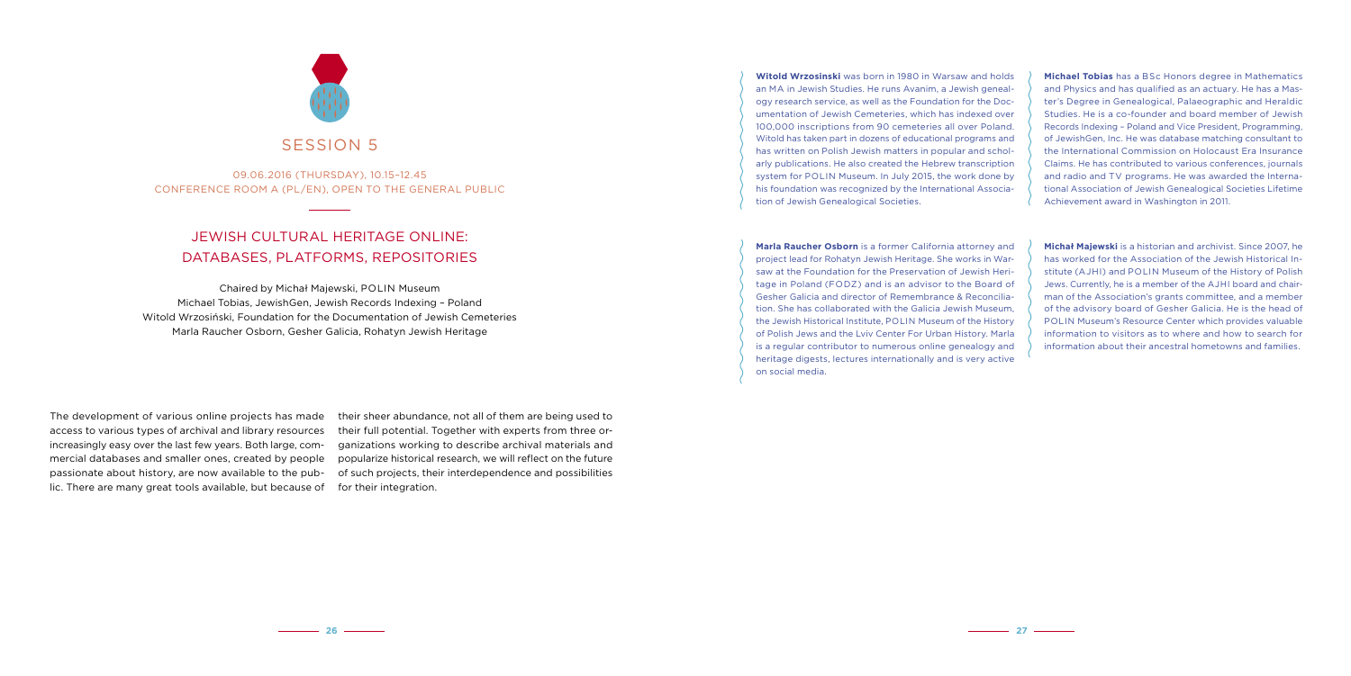# SESSION 5

09.06.2016 (THURSDAY), 10.15–12.45
CONFERENCE ROOM A (PL/EN), OPEN TO THE GENERAL PUBLIC

## JEWISH CULTURAL HERITAGE ONLINE: DATABASES, PLATFORMS, REPOSITORIES

Chaired by Michał Majewski, POLIN Museum
Michael Tobias, JewishGen, Jewish Records Indexing – Poland
Witold Wrzosiński, Foundation for the Documentation of Jewish Cemeteries
Marla Raucher Osborn, Gesher Galicia, Rohatyn Jewish Heritage

The development of various online projects has made access to various types of archival and library resources increasingly easy over the last few years. Both large, commercial databases and smaller ones, created by people passionate about history, are now available to the public. There are many great tools available, but because of their sheer abundance, not all of them are being used to their full potential. Together with experts from three organizations working to describe archival materials and popularize historical research, we will reflect on the future of such projects, their interdependence and possibilities for their integration.

**Witold Wrzosinski** was born in 1980 in Warsaw and holds an MA in Jewish Studies. He runs Avanim, a Jewish genealogy research service, as well as the Foundation for the Documentation of Jewish Cemeteries, which has indexed over 100,000 inscriptions from 90 cemeteries all over Poland. Witold has taken part in dozens of educational programs and has written on Polish Jewish matters in popular and scholarly publications. He also created the Hebrew transcription system for POLIN Museum. In July 2015, the work done by his foundation was recognized by the International Association of Jewish Genealogical Societies.

**Marla Raucher Osborn** is a former California attorney and project lead for Rohatyn Jewish Heritage. She works in Warsaw at the Foundation for the Preservation of Jewish Heritage in Poland (FODZ) and is an advisor to the Board of Gesher Galicia and director of Remembrance & Reconciliation. She has collaborated with the Galicia Jewish Museum, the Jewish Historical Institute, POLIN Museum of the History of Polish Jews and the Lviv Center For Urban History. Marla is a regular contributor to numerous online genealogy and heritage digests, lectures internationally and is very active on social media.

**Michael Tobias** has a BSc Honors degree in Mathematics and Physics and has qualified as an actuary. He has a Master's Degree in Genealogical, Palaeographic and Heraldic Studies. He is a co-founder and board member of Jewish Records Indexing – Poland and Vice President, Programming, of JewishGen, Inc. He was database matching consultant to the International Commission on Holocaust Era Insurance Claims. He has contributed to various conferences, journals and radio and TV programs. He was awarded the International Association of Jewish Genealogical Societies Lifetime Achievement award in Washington in 2011.

**Michał Majewski** is a historian and archivist. Since 2007, he has worked for the Association of the Jewish Historical Institute (AJHI) and POLIN Museum of the History of Polish Jews. Currently, he is a member of the AJHI board and chairman of the Association's grants committee, and a member of the advisory board of Gesher Galicia. He is the head of POLIN Museum's Resource Center which provides valuable information to visitors as to where and how to search for information about their ancestral hometowns and families.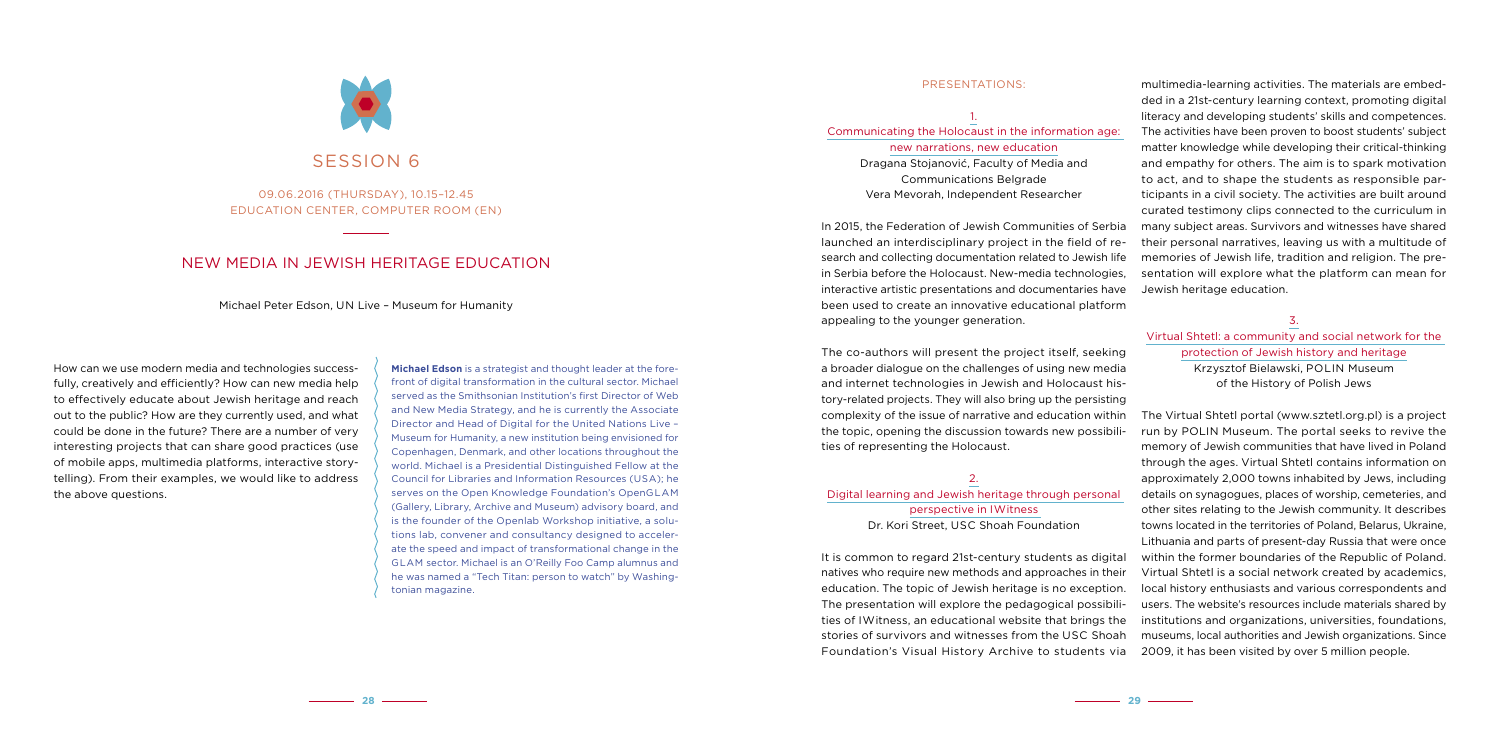# SESSION 6

09.06.2016 (THURSDAY), 10.15–12.45
EDUCATION CENTER, COMPUTER ROOM (EN)

## NEW MEDIA IN JEWISH HERITAGE EDUCATION

Michael Peter Edson, UN Live – Museum for Humanity

How can we use modern media and technologies successfully, creatively and efficiently? How can new media help to effectively educate about Jewish heritage and reach out to the public? How are they currently used, and what could be done in the future? There are a number of very interesting projects that can share good practices (use of mobile apps, multimedia platforms, interactive storytelling). From their examples, we would like to address the above questions.

**Michael Edson** is a strategist and thought leader at the forefront of digital transformation in the cultural sector. Michael served as the Smithsonian Institution's first Director of Web and New Media Strategy, and he is currently the Associate Director and Head of Digital for the United Nations Live – Museum for Humanity, a new institution being envisioned for Copenhagen, Denmark, and other locations throughout the world. Michael is a Presidential Distinguished Fellow at the Council for Libraries and Information Resources (USA); he serves on the Open Knowledge Foundation's OpenGLAM (Gallery, Library, Archive and Museum) advisory board, and is the founder of the Openlab Workshop initiative, a solutions lab, convener and consultancy designed to accelerate the speed and impact of transformational change in the GLAM sector. Michael is an O'Reilly Foo Camp alumnus and he was named a "Tech Titan: person to watch" by Washingtonian magazine.

### PRESENTATIONS:

#### 1. Communicating the Holocaust in the information age: new narrations, new education

Dragana Stojanović, Faculty of Media and Communications Belgrade
Vera Mevorah, Independent Researcher

In 2015, the Federation of Jewish Communities of Serbia launched an interdisciplinary project in the field of research and collecting documentation related to Jewish life in Serbia before the Holocaust. New-media technologies, interactive artistic presentations and documentaries have been used to create an innovative educational platform appealing to the younger generation.

The co-authors will present the project itself, seeking a broader dialogue on the challenges of using new media and internet technologies in Jewish and Holocaust history-related projects. They will also bring up the persisting complexity of the issue of narrative and education within the topic, opening the discussion towards new possibilities of representing the Holocaust.

#### 2. Digital learning and Jewish heritage through personal perspective in IWitness

Dr. Kori Street, USC Shoah Foundation

It is common to regard 21st-century students as digital natives who require new methods and approaches in their education. The topic of Jewish heritage is no exception. The presentation will explore the pedagogical possibilities of IWitness, an educational website that brings the stories of survivors and witnesses from the USC Shoah Foundation's Visual History Archive to students via multimedia-learning activities. The materials are embedded in a 21st-century learning context, promoting digital literacy and developing students' skills and competences. The activities have been proven to boost students' subject matter knowledge while developing their critical-thinking and empathy for others. The aim is to spark motivation to act, and to shape the students as responsible participants in a civil society. The activities are built around curated testimony clips connected to the curriculum in many subject areas. Survivors and witnesses have shared their personal narratives, leaving us with a multitude of memories of Jewish life, tradition and religion. The presentation will explore what the platform can mean for Jewish heritage education.

#### 3. Virtual Shtetl: a community and social network for the protection of Jewish history and heritage

Krzysztof Bielawski, POLIN Museum of the History of Polish Jews

The Virtual Shtetl portal (www.sztetl.org.pl) is a project run by POLIN Museum. The portal seeks to revive the memory of Jewish communities that have lived in Poland through the ages. Virtual Shtetl contains information on approximately 2,000 towns inhabited by Jews, including details on synagogues, places of worship, cemeteries, and other sites relating to the Jewish community. It describes towns located in the territories of Poland, Belarus, Ukraine, Lithuania and parts of present-day Russia that were once within the former boundaries of the Republic of Poland. Virtual Shtetl is a social network created by academics, local history enthusiasts and various correspondents and users. The website's resources include materials shared by institutions and organizations, universities, foundations, museums, local authorities and Jewish organizations. Since 2009, it has been visited by over 5 million people.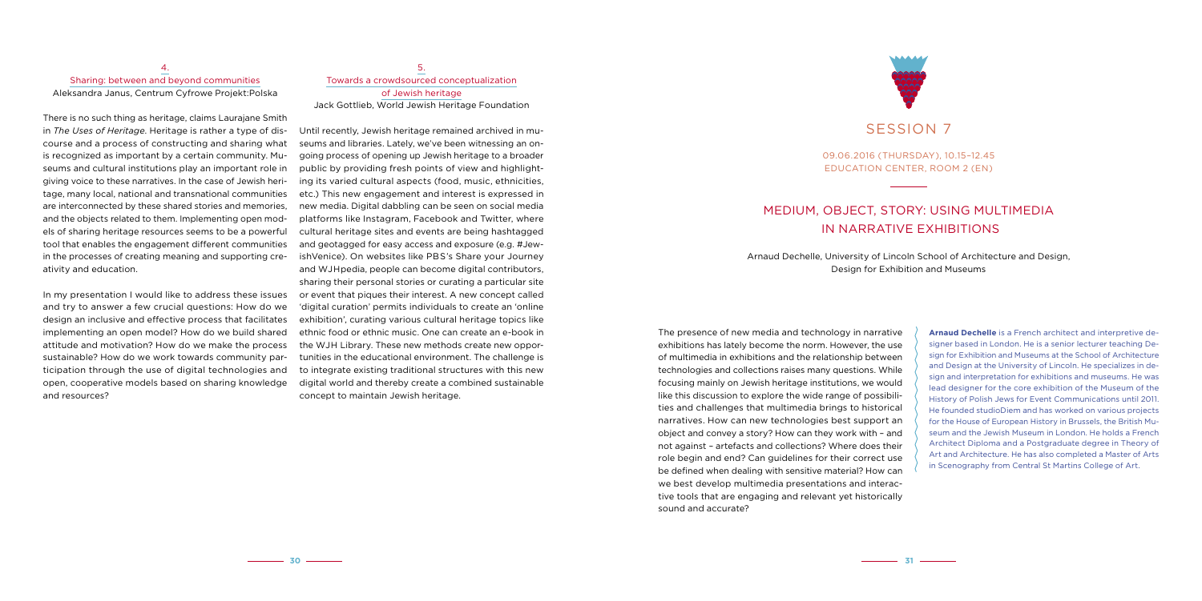## 4. Sharing: between and beyond communities

Aleksandra Janus, Centrum Cyfrowe Projekt:Polska

There is no such thing as heritage, claims Laurajane Smith in *The Uses of Heritage*. Heritage is rather a type of discourse and a process of constructing and sharing what is recognized as important by a certain community. Museums and cultural institutions play an important role in giving voice to these narratives. In the case of Jewish heritage, many local, national and transnational communities are interconnected by these shared stories and memories, and the objects related to them. Implementing open models of sharing heritage resources seems to be a powerful tool that enables the engagement different communities in the processes of creating meaning and supporting creativity and education.

In my presentation I would like to address these issues and try to answer a few crucial questions: How do we design an inclusive and effective process that facilitates implementing an open model? How do we build shared attitude and motivation? How do we make the process sustainable? How do we work towards community participation through the use of digital technologies and open, cooperative models based on sharing knowledge and resources?

## 5. Towards a crowdsourced conceptualization of Jewish heritage

Jack Gottlieb, World Jewish Heritage Foundation

Until recently, Jewish heritage remained archived in museums and libraries. Lately, we've been witnessing an ongoing process of opening up Jewish heritage to a broader public by providing fresh points of view and highlighting its varied cultural aspects (food, music, ethnicities, etc.) This new engagement and interest is expressed in new media. Digital dabbling can be seen on social media platforms like Instagram, Facebook and Twitter, where cultural heritage sites and events are being hashtagged and geotagged for easy access and exposure (e.g. #JewishVenice). On websites like PBS's Share your Journey and WJHpedia, people can become digital contributors, sharing their personal stories or curating a particular site or event that piques their interest. A new concept called 'digital curation' permits individuals to create an 'online exhibition', curating various cultural heritage topics like ethnic food or ethnic music. One can create an e-book in the WJH Library. These new methods create new opportunities in the educational environment. The challenge is to integrate existing traditional structures with this new digital world and thereby create a combined sustainable concept to maintain Jewish heritage.

# SESSION 7

09.06.2016 (THURSDAY), 10.15–12.45
EDUCATION CENTER, ROOM 2 (EN)

## MEDIUM, OBJECT, STORY: USING MULTIMEDIA IN NARRATIVE EXHIBITIONS

Arnaud Dechelle, University of Lincoln School of Architecture and Design, Design for Exhibition and Museums

The presence of new media and technology in narrative exhibitions has lately become the norm. However, the use of multimedia in exhibitions and the relationship between technologies and collections raises many questions. While focusing mainly on Jewish heritage institutions, we would like this discussion to explore the wide range of possibilities and challenges that multimedia brings to historical narratives. How can new technologies best support an object and convey a story? How can they work with – and not against – artefacts and collections? Where does their role begin and end? Can guidelines for their correct use be defined when dealing with sensitive material? How can we best develop multimedia presentations and interactive tools that are engaging and relevant yet historically sound and accurate?

**Arnaud Dechelle** is a French architect and interpretive designer based in London. He is a senior lecturer teaching Design for Exhibition and Museums at the School of Architecture and Design at the University of Lincoln. He specializes in design and interpretation for exhibitions and museums. He was lead designer for the core exhibition of the Museum of the History of Polish Jews for Event Communications until 2011. He founded studioDiem and has worked on various projects for the House of European History in Brussels, the British Museum and the Jewish Museum in London. He holds a French Architect Diploma and a Postgraduate degree in Theory of Art and Architecture. He has also completed a Master of Arts in Scenography from Central St Martins College of Art.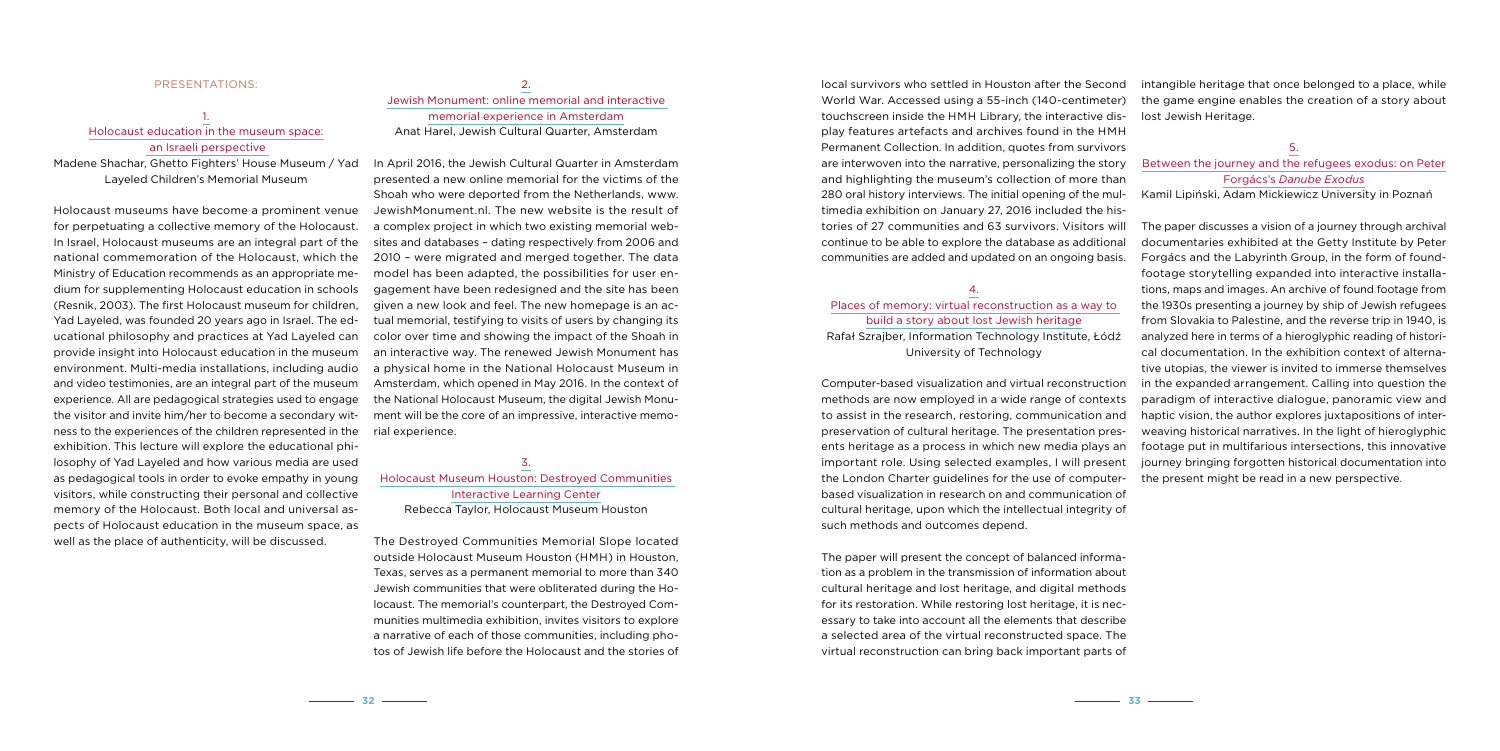PRESENTATIONS:

## 1. Holocaust education in the museum space: an Israeli perspective

Madene Shachar, Ghetto Fighters' House Museum / Yad Layeled Children's Memorial Museum

Holocaust museums have become a prominent venue for perpetuating a collective memory of the Holocaust. In Israel, Holocaust museums are an integral part of the national commemoration of the Holocaust, which the Ministry of Education recommends as an appropriate medium for supplementing Holocaust education in schools (Resnik, 2003). The first Holocaust museum for children, Yad Layeled, was founded 20 years ago in Israel. The educational philosophy and practices at Yad Layeled can provide insight into Holocaust education in the museum environment. Multi-media installations, including audio and video testimonies, are an integral part of the museum experience. All are pedagogical strategies used to engage the visitor and invite him/her to become a secondary witness to the experiences of the children represented in the exhibition. This lecture will explore the educational philosophy of Yad Layeled and how various media are used as pedagogical tools in order to evoke empathy in young visitors, while constructing their personal and collective memory of the Holocaust. Both local and universal aspects of Holocaust education in the museum space, as well as the place of authenticity, will be discussed.

## 2. Jewish Monument: online memorial and interactive memorial experience in Amsterdam

Anat Harel, Jewish Cultural Quarter, Amsterdam

In April 2016, the Jewish Cultural Quarter in Amsterdam presented a new online memorial for the victims of the Shoah who were deported from the Netherlands, www.JewishMonument.nl. The new website is the result of a complex project in which two existing memorial websites and databases – dating respectively from 2006 and 2010 – were migrated and merged together. The data model has been adapted, the possibilities for user engagement have been redesigned and the site has been given a new look and feel. The new homepage is an actual memorial, testifying to visits of users by changing its color over time and showing the impact of the Shoah in an interactive way. The renewed Jewish Monument has a physical home in the National Holocaust Museum in Amsterdam, which opened in May 2016. In the context of the National Holocaust Museum, the digital Jewish Monument will be the core of an impressive, interactive memorial experience.

## 3. Holocaust Museum Houston: Destroyed Communities Interactive Learning Center

Rebecca Taylor, Holocaust Museum Houston

The Destroyed Communities Memorial Slope located outside Holocaust Museum Houston (HMH) in Houston, Texas, serves as a permanent memorial to more than 340 Jewish communities that were obliterated during the Holocaust. The memorial's counterpart, the Destroyed Communities multimedia exhibition, invites visitors to explore a narrative of each of those communities, including photos of Jewish life before the Holocaust and the stories of local survivors who settled in Houston after the Second World War. Accessed using a 55-inch (140-centimeter) touchscreen inside the HMH Library, the interactive display features artefacts and archives found in the HMH Permanent Collection. In addition, quotes from survivors are interwoven into the narrative, personalizing the story and highlighting the museum's collection of more than 280 oral history interviews. The initial opening of the multimedia exhibition on January 27, 2016 included the histories of 27 communities and 63 survivors. Visitors will continue to be able to explore the database as additional communities are added and updated on an ongoing basis.

## 4. Places of memory: virtual reconstruction as a way to build a story about lost Jewish heritage

Rafał Szrajber, Information Technology Institute, Łódź University of Technology

Computer-based visualization and virtual reconstruction methods are now employed in a wide range of contexts to assist in the research, restoring, communication and preservation of cultural heritage. The presentation presents heritage as a process in which new media plays an important role. Using selected examples, I will present the London Charter guidelines for the use of computer-based visualization in research on and communication of cultural heritage, upon which the intellectual integrity of such methods and outcomes depend.

The paper will present the concept of balanced information as a problem in the transmission of information about cultural heritage and lost heritage, and digital methods for its restoration. While restoring lost heritage, it is necessary to take into account all the elements that describe a selected area of the virtual reconstructed space. The virtual reconstruction can bring back important parts of intangible heritage that once belonged to a place, while the game engine enables the creation of a story about lost Jewish Heritage.

## 5. Between the journey and the refugees exodus: on Peter Forgács's *Danube Exodus*

Kamil Lipiński, Adam Mickiewicz University in Poznań

The paper discusses a vision of a journey through archival documentaries exhibited at the Getty Institute by Peter Forgács and the Labyrinth Group, in the form of found-footage storytelling expanded into interactive installations, maps and images. An archive of found footage from the 1930s presenting a journey by ship of Jewish refugees from Slovakia to Palestine, and the reverse trip in 1940, is analyzed here in terms of a hieroglyphic reading of historical documentation. In the exhibition context of alternative utopias, the viewer is invited to immerse themselves in the expanded arrangement. Calling into question the paradigm of interactive dialogue, panoramic view and haptic vision, the author explores juxtapositions of interweaving historical narratives. In the light of hieroglyphic footage put in multifarious intersections, this innovative journey bringing forgotten historical documentation into the present might be read in a new perspective.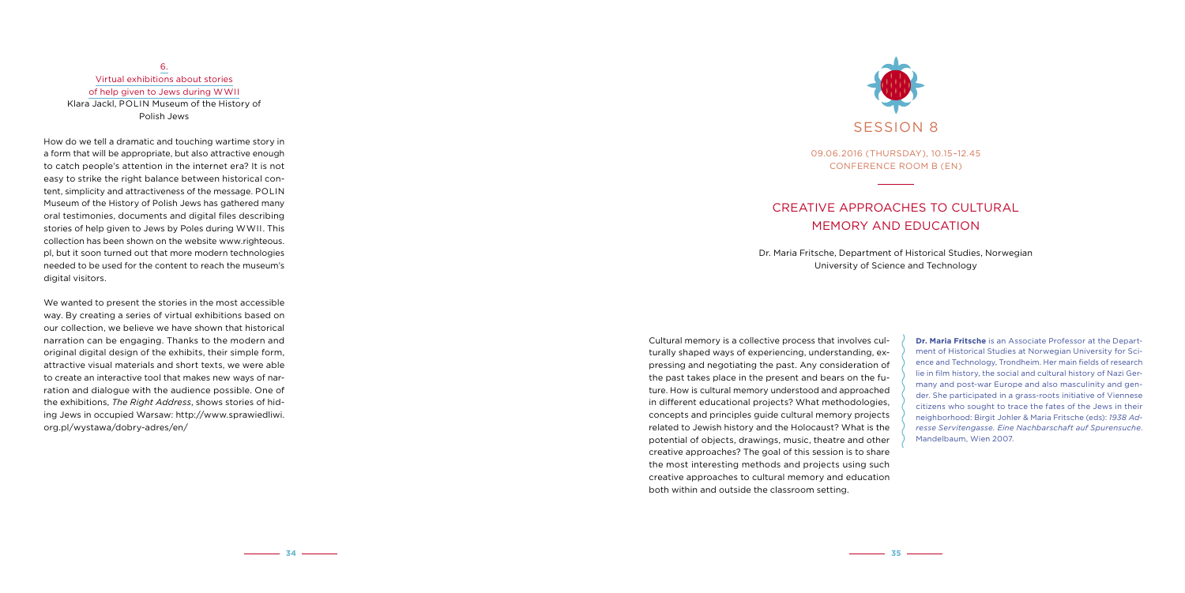### 6. Virtual exhibitions about stories of help given to Jews during WWII

Klara Jackl, POLIN Museum of the History of Polish Jews

How do we tell a dramatic and touching wartime story in a form that will be appropriate, but also attractive enough to catch people's attention in the internet era? It is not easy to strike the right balance between historical content, simplicity and attractiveness of the message. POLIN Museum of the History of Polish Jews has gathered many oral testimonies, documents and digital files describing stories of help given to Jews by Poles during WWII. This collection has been shown on the website www.righteous.pl, but it soon turned out that more modern technologies needed to be used for the content to reach the museum's digital visitors.

We wanted to present the stories in the most accessible way. By creating a series of virtual exhibitions based on our collection, we believe we have shown that historical narration can be engaging. Thanks to the modern and original digital design of the exhibits, their simple form, attractive visual materials and short texts, we were able to create an interactive tool that makes new ways of narration and dialogue with the audience possible. One of the exhibitions, *The Right Address*, shows stories of hiding Jews in occupied Warsaw: http://www.sprawiedliwi.org.pl/wystawa/dobry-adres/en/

# SESSION 8

09.06.2016 (THURSDAY), 10.15–12.45
CONFERENCE ROOM B (EN)

## CREATIVE APPROACHES TO CULTURAL MEMORY AND EDUCATION

Dr. Maria Fritsche, Department of Historical Studies, Norwegian University of Science and Technology

Cultural memory is a collective process that involves culturally shaped ways of experiencing, understanding, expressing and negotiating the past. Any consideration of the past takes place in the present and bears on the future. How is cultural memory understood and approached in different educational projects? What methodologies, concepts and principles guide cultural memory projects related to Jewish history and the Holocaust? What is the potential of objects, drawings, music, theatre and other creative approaches? The goal of this session is to share the most interesting methods and projects using such creative approaches to cultural memory and education both within and outside the classroom setting.

**Dr. Maria Fritsche** is an Associate Professor at the Department of Historical Studies at Norwegian University for Science and Technology, Trondheim. Her main fields of research lie in film history, the social and cultural history of Nazi Germany and post-war Europe and also masculinity and gender. She participated in a grass-roots initiative of Viennese citizens who sought to trace the fates of the Jews in their neighborhood: Birgit Johler & Maria Fritsche (eds): *1938 Adresse Servitengasse. Eine Nachbarschaft auf Spurensuche*. Mandelbaum, Wien 2007.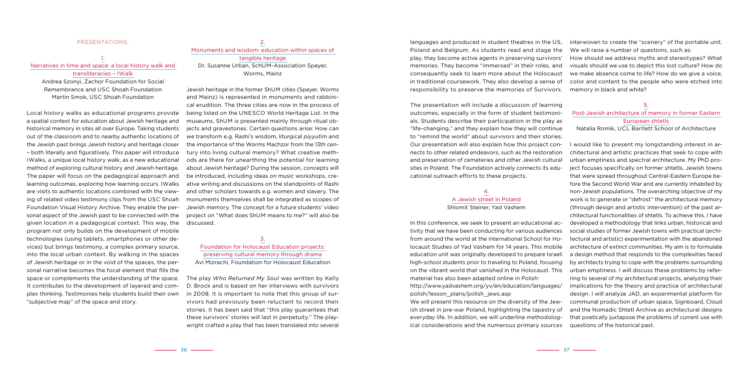PRESENTATIONS:

## 1. Narratives in time and space: a local history walk and transliteracies – IWalk

Andrea Szonyi, Zachor Foundation for Social Remembrance and USC Shoah Foundation
Martin Smok, USC Shoah Foundation

Local history walks as educational programs provide a spatial context for education about Jewish heritage and historical memory in sites all over Europe. Taking students out of the classroom and to nearby authentic locations of the Jewish past brings Jewish history and heritage closer – both literally and figuratively. This paper will introduce IWalks, a unique local history walk, as a new educational method of exploring cultural history and Jewish heritage. The paper will focus on the pedagogical approach and learning outcomes, exploring how learning occurs. IWalks are visits to authentic locations combined with the viewing of related video testimony clips from the USC Shoah Foundation Visual History Archive. They enable the personal aspect of the Jewish past to be connected with the given location in a pedagogical context. This way, the program not only builds on the development of mobile technologies (using tablets, smartphones or other devices) but brings testimony, a complex primary source, into the local urban context. By walking in the spaces of Jewish heritage or in the void of the spaces, the personal narrative becomes the focal element that fills the space or complements the understanding of the space. It contributes to the development of layered and complex thinking. Testimonies help students build their own "subjective map" of the space and story.

## 2. Monuments and wisdom: education within spaces of tangible heritage

Dr. Susanne Urban, SchUM-Association Speyer, Worms, Mainz

Jewish heritage in the former ShUM cities (Speyer, Worms and Mainz) is represented in monuments and rabbinical erudition. The three cities are now in the process of being listed on the UNESCO World Heritage List. In the museums, ShUM is presented mainly through ritual objects and gravestones. Certain questions arise: How can we transform e.g. Rashi's wisdom, liturgical *piyyutim* and the importance of the Worms Machzor from the 13th century into living cultural memory? What creative methods are there for unearthing the potential for learning about Jewish heritage? During the session, concepts will be introduced, including ideas on music workshops, creative writing and discussions on the standpoints of Rashi and other scholars towards e.g. women and slavery. The monuments themselves shall be integrated as scopes of Jewish memory. The concept for a future students' video project on "What does ShUM means to me?" will also be discussed.

## 3. Foundation for Holocaust Education projects: preserving cultural memory through drama

Avi Mizrachi, Foundation for Holocaust Education

The play *Who Returned My Soul* was written by Kelly D. Brock and is based on her interviews with survivors in 2008. It is important to note that this group of survivors had previously been reluctant to record their stories. It has been said that "this play guarantees that these survivors' stories will last in perpetuity." The playwright crafted a play that has been translated into several languages and produced in student theatres in the US, Poland and Belgium. As students read and stage the play, they become active agents in preserving survivors' memories. They become "immersed" in their roles, and consequently seek to learn more about the Holocaust in traditional coursework. They also develop a sense of responsibility to preserve the memories of Survivors.

The presentation will include a discussion of learning outcomes, especially in the form of student testimonials. Students describe their participation in the play as "life-changing," and they explain how they will continue to "remind the world" about survivors and their stories. Our presentation will also explain how this project connects to other related endeavors, such as the restoration and preservation of cemeteries and other Jewish cultural sites in Poland. The Foundation actively connects its educational outreach efforts to these projects.

## 4. A Jewish street in Poland

Shlomit Steiner, Yad Vashem

In this conference, we seek to present an educational activity that we have been conducting for various audiences from around the world at the International School for Holocaust Studies of Yad Vashem for 14 years. This mobile education unit was originally developed to prepare Israeli high-school students prior to traveling to Poland, focusing on the vibrant world that vanished in the Holocaust. This material has also been adapted online in Polish:
http://www.yadvashem.org/yv/en/education/languages/polish/lesson_plans/polish_jews.asp

We will present this resource on the diversity of the Jewish street in pre-war Poland, highlighting the tapestry of everyday life. In addition, we will underline methodological considerations and the numerous primary sources interwoven to create the "scenery" of the portable unit. We will raise a number of questions, such as:
How should we address myths and stereotypes? What visuals should we use to depict this lost culture? How do we make absence come to life? How do we give a voice, color and content to the people who were etched into memory in black and white?

## 5. Post-Jewish architecture of memory in former Eastern European shtetls

Natalia Romik, UCL Bartlett School of Architecture

I would like to present my longstanding interest in architectural and artistic practices that seek to cope with urban emptiness and spectral architecture. My PhD project focuses specifically on former shtetls, Jewish towns that were spread throughout Central-Eastern Europe before the Second World War and are currently inhabited by non-Jewish populations. The overarching objective of my work is to generate or "defrost" the architectural memory (through design and artistic intervention) of the past architectural functionalities of shtetls. To achieve this, I have developed a methodology that links urban, historical and social studies of former Jewish towns with practical (architectural and artistic) experimentation with the abandoned architecture of extinct communities. My aim is to formulate a design method that responds to the complexities faced by architects trying to cope with the problems surrounding urban emptiness. I will discuss these problems by referring to several of my architectural projects, analyzing their implications for the theory and practice of architectural design. I will analyze JAD, an experimental platform for communal production of urban space, Signboard, Cloud and the Nomadic Shtetl Archive as architectural designs that poetically juxtapose the problems of current use with questions of the historical past.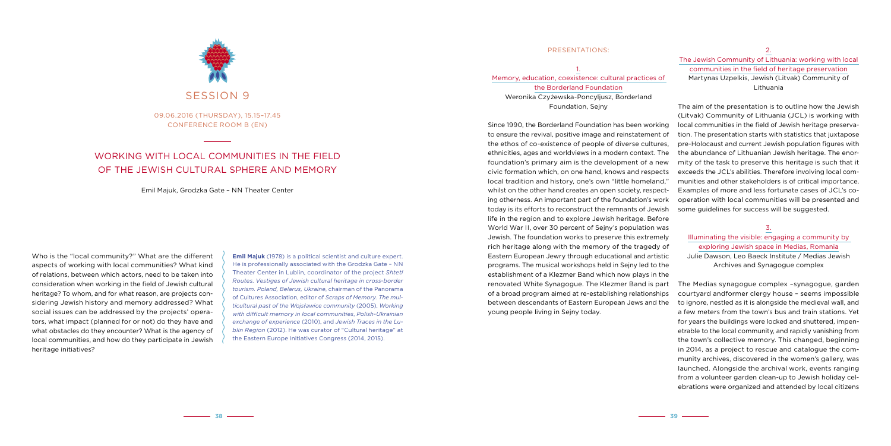SESSION 9

09.06.2016 (THURSDAY), 15.15–17.45
CONFERENCE ROOM B (EN)

# WORKING WITH LOCAL COMMUNITIES IN THE FIELD OF THE JEWISH CULTURAL SPHERE AND MEMORY

Emil Majuk, Grodzka Gate – NN Theater Center

Who is the "local community?" What are the different aspects of working with local communities? What kind of relations, between which actors, need to be taken into consideration when working in the field of Jewish cultural heritage? To whom, and for what reason, are projects considering Jewish history and memory addressed? What social issues can be addressed by the projects' operators, what impact (planned for or not) do they have and what obstacles do they encounter? What is the agency of local communities, and how do they participate in Jewish heritage initiatives?

**Emil Majuk** (1978) is a political scientist and culture expert. He is professionally associated with the Grodzka Gate – NN Theater Center in Lublin, coordinator of the project *Shtetl Routes. Vestiges of Jewish cultural heritage in cross-border tourism. Poland, Belarus, Ukraine*, chairman of the Panorama of Cultures Association, editor of *Scraps of Memory. The multicultural past of the Wojsławice community* (2005), *Working with difficult memory in local communities, Polish-Ukrainian exchange of experience* (2010), and *Jewish Traces in the Lublin Region* (2012). He was curator of "Cultural heritage" at the Eastern Europe Initiatives Congress (2014, 2015).

## PRESENTATIONS:

### 1. Memory, education, coexistence: cultural practices of the Borderland Foundation

Weronika Czyżewska-Poncyljusz, Borderland Foundation, Sejny

Since 1990, the Borderland Foundation has been working to ensure the revival, positive image and reinstatement of the ethos of co-existence of people of diverse cultures, ethnicities, ages and worldviews in a modern context. The foundation's primary aim is the development of a new civic formation which, on one hand, knows and respects local tradition and history, one's own "little homeland," whilst on the other hand creates an open society, respecting otherness. An important part of the foundation's work today is its efforts to reconstruct the remnants of Jewish life in the region and to explore Jewish heritage. Before World War II, over 30 percent of Sejny's population was Jewish. The foundation works to preserve this extremely rich heritage along with the memory of the tragedy of Eastern European Jewry through educational and artistic programs. The musical workshops held in Sejny led to the establishment of a Klezmer Band which now plays in the renovated White Synagogue. The Klezmer Band is part of a broad program aimed at re-establishing relationships between descendants of Eastern European Jews and the young people living in Sejny today.

### 2. The Jewish Community of Lithuania: working with local communities in the field of heritage preservation

Martynas Uzpelkis, Jewish (Litvak) Community of Lithuania

The aim of the presentation is to outline how the Jewish (Litvak) Community of Lithuania (JCL) is working with local communities in the field of Jewish heritage preservation. The presentation starts with statistics that juxtapose pre-Holocaust and current Jewish population figures with the abundance of Lithuanian Jewish heritage. The enormity of the task to preserve this heritage is such that it exceeds the JCL's abilities. Therefore involving local communities and other stakeholders is of critical importance. Examples of more and less fortunate cases of JCL's cooperation with local communities will be presented and some guidelines for success will be suggested.

### 3. Illuminating the visible: engaging a community by exploring Jewish space in Medias, Romania

Julie Dawson, Leo Baeck Institute / Medias Jewish Archives and Synagogue complex

The Medias synagogue complex –synagogue, garden courtyard andformer clergy house – seems impossible to ignore, nestled as it is alongside the medieval wall, and a few meters from the town's bus and train stations. Yet for years the buildings were locked and shuttered, impenetrable to the local community, and rapidly vanishing from the town's collective memory. This changed, beginning in 2014, as a project to rescue and catalogue the community archives, discovered in the women's gallery, was launched. Alongside the archival work, events ranging from a volunteer garden clean-up to Jewish holiday celebrations were organized and attended by local citizens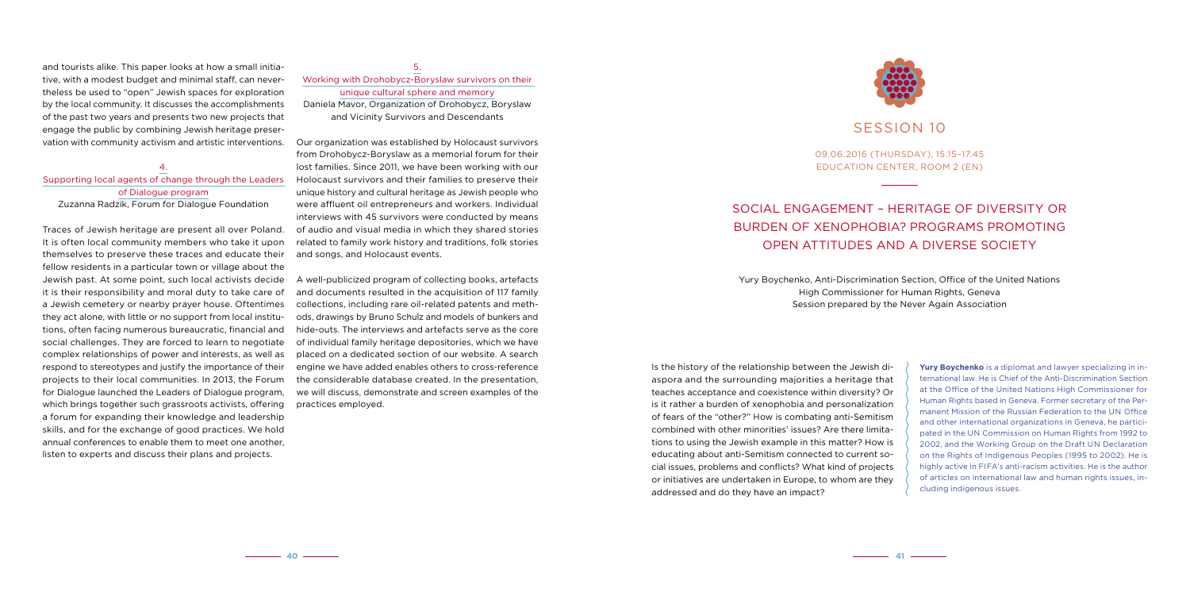and tourists alike. This paper looks at how a small initiative, with a modest budget and minimal staff, can nevertheless be used to "open" Jewish spaces for exploration by the local community. It discusses the accomplishments of the past two years and presents two new projects that engage the public by combining Jewish heritage preservation with community activism and artistic interventions.

### 4. Supporting local agents of change through the Leaders of Dialogue program

Zuzanna Radzik, Forum for Dialogue Foundation

Traces of Jewish heritage are present all over Poland. It is often local community members who take it upon themselves to preserve these traces and educate their fellow residents in a particular town or village about the Jewish past. At some point, such local activists decide it is their responsibility and moral duty to take care of a Jewish cemetery or nearby prayer house. Oftentimes they act alone, with little or no support from local institutions, often facing numerous bureaucratic, financial and social challenges. They are forced to learn to negotiate complex relationships of power and interests, as well as respond to stereotypes and justify the importance of their projects to their local communities. In 2013, the Forum for Dialogue launched the Leaders of Dialogue program, which brings together such grassroots activists, offering a forum for expanding their knowledge and leadership skills, and for the exchange of good practices. We hold annual conferences to enable them to meet one another, listen to experts and discuss their plans and projects.

### 5. Working with Drohobycz-Boryslaw survivors on their unique cultural sphere and memory

Daniela Mavor, Organization of Drohobycz, Boryslaw and Vicinity Survivors and Descendants

Our organization was established by Holocaust survivors from Drohobycz-Boryslaw as a memorial forum for their lost families. Since 2011, we have been working with our Holocaust survivors and their families to preserve their unique history and cultural heritage as Jewish people who were affluent oil entrepreneurs and workers. Individual interviews with 45 survivors were conducted by means of audio and visual media in which they shared stories related to family work history and traditions, folk stories and songs, and Holocaust events.

A well-publicized program of collecting books, artefacts and documents resulted in the acquisition of 117 family collections, including rare oil-related patents and methods, drawings by Bruno Schulz and models of bunkers and hide-outs. The interviews and artefacts serve as the core of individual family heritage depositories, which we have placed on a dedicated section of our website. A search engine we have added enables others to cross-reference the considerable database created. In the presentation, we will discuss, demonstrate and screen examples of the practices employed.

# SESSION 10

09.06.2016 (THURSDAY), 15.15–17.45
EDUCATION CENTER, ROOM 2 (EN)

## SOCIAL ENGAGEMENT – HERITAGE OF DIVERSITY OR BURDEN OF XENOPHOBIA? PROGRAMS PROMOTING OPEN ATTITUDES AND A DIVERSE SOCIETY

Yury Boychenko, Anti-Discrimination Section, Office of the United Nations High Commissioner for Human Rights, Geneva
Session prepared by the Never Again Association

Is the history of the relationship between the Jewish diaspora and the surrounding majorities a heritage that teaches acceptance and coexistence within diversity? Or is it rather a burden of xenophobia and personalization of fears of the "other?" How is combating anti-Semitism combined with other minorities' issues? Are there limitations to using the Jewish example in this matter? How is educating about anti-Semitism connected to current social issues, problems and conflicts? What kind of projects or initiatives are undertaken in Europe, to whom are they addressed and do they have an impact?

**Yury Boychenko** is a diplomat and lawyer specializing in international law. He is Chief of the Anti-Discrimination Section at the Office of the United Nations High Commissioner for Human Rights based in Geneva. Former secretary of the Permanent Mission of the Russian Federation to the UN Office and other international organizations in Geneva, he participated in the UN Commission on Human Rights from 1992 to 2002, and the Working Group on the Draft UN Declaration on the Rights of Indigenous Peoples (1995 to 2002). He is highly active in FIFA's anti-racism activities. He is the author of articles on international law and human rights issues, including indigenous issues.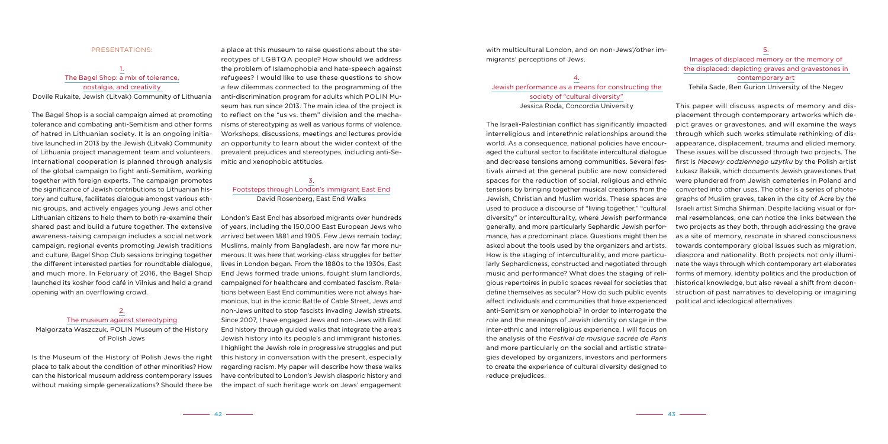## PRESENTATIONS:

### 1. The Bagel Shop: a mix of tolerance, nostalgia, and creativity

Dovile Rukaite, Jewish (Litvak) Community of Lithuania

The Bagel Shop is a social campaign aimed at promoting tolerance and combating anti-Semitism and other forms of hatred in Lithuanian society. It is an ongoing initiative launched in 2013 by the Jewish (Litvak) Community of Lithuania project management team and volunteers. International cooperation is planned through analysis of the global campaign to fight anti-Semitism, working together with foreign experts. The campaign promotes the significance of Jewish contributions to Lithuanian history and culture, facilitates dialogue amongst various ethnic groups, and actively engages young Jews and other Lithuanian citizens to help them to both re-examine their shared past and build a future together. The extensive awareness-raising campaign includes a social network campaign, regional events promoting Jewish traditions and culture, Bagel Shop Club sessions bringing together the different interested parties for roundtable dialogue, and much more. In February of 2016, the Bagel Shop launched its kosher food café in Vilnius and held a grand opening with an overflowing crowd.

### 2. The museum against stereotyping

Malgorzata Waszczuk, POLIN Museum of the History of Polish Jews

Is the Museum of the History of Polish Jews the right place to talk about the condition of other minorities? How can the historical museum address contemporary issues without making simple generalizations? Should there be a place at this museum to raise questions about the stereotypes of LGBTQA people? How should we address the problem of Islamophobia and hate-speech against refugees? I would like to use these questions to show a few dilemmas connected to the programming of the anti-discrimination program for adults which POLIN Museum has run since 2013. The main idea of the project is to reflect on the "us vs. them" division and the mechanisms of stereotyping as well as various forms of violence. Workshops, discussions, meetings and lectures provide an opportunity to learn about the wider context of the prevalent prejudices and stereotypes, including anti-Semitic and xenophobic attitudes.

### 3. Footsteps through London's immigrant East End

David Rosenberg, East End Walks

London's East End has absorbed migrants over hundreds of years, including the 150,000 East European Jews who arrived between 1881 and 1905. Few Jews remain today; Muslims, mainly from Bangladesh, are now far more numerous. It was here that working-class struggles for better lives in London began. From the 1880s to the 1930s, East End Jews formed trade unions, fought slum landlords, campaigned for healthcare and combated fascism. Relations between East End communities were not always harmonious, but in the iconic Battle of Cable Street, Jews and non-Jews united to stop fascists invading Jewish streets. Since 2007, I have engaged Jews and non-Jews with East End history through guided walks that integrate the area's Jewish history into its people's and immigrant histories. I highlight the Jewish role in progressive struggles and put this history in conversation with the present, especially regarding racism. My paper will describe how these walks have contributed to London's Jewish diasporic history and the impact of such heritage work on Jews' engagement with multicultural London, and on non-Jews'/other immigrants' perceptions of Jews.

### 4. Jewish performance as a means for constructing the society of "cultural diversity"

Jessica Roda, Concordia University

The Israeli-Palestinian conflict has significantly impacted interreligious and interethnic relationships around the world. As a consequence, national policies have encouraged the cultural sector to facilitate intercultural dialogue and decrease tensions among communities. Several festivals aimed at the general public are now considered spaces for the reduction of social, religious and ethnic tensions by bringing together musical creations from the Jewish, Christian and Muslim worlds. These spaces are used to produce a discourse of "living together," "cultural diversity" or interculturality, where Jewish performance generally, and more particularly Sephardic Jewish performance, has a predominant place. Questions might then be asked about the tools used by the organizers and artists. How is the staging of interculturality, and more particularly Sephardicness, constructed and negotiated through music and performance? What does the staging of religious repertoires in public spaces reveal for societies that define themselves as secular? How do such public events affect individuals and communities that have experienced anti-Semitism or xenophobia? In order to interrogate the role and the meanings of Jewish identity on stage in the inter-ethnic and interreligious experience, I will focus on the analysis of the *Festival de musique sacrée de Paris* and more particularly on the social and artistic strategies developed by organizers, investors and performers to create the experience of cultural diversity designed to reduce prejudices.

### 5. Images of displaced memory or the memory of the displaced: depicting graves and gravestones in contemporary art

Tehila Sade, Ben Gurion University of the Negev

This paper will discuss aspects of memory and displacement through contemporary artworks which depict graves or gravestones, and will examine the ways through which such works stimulate rethinking of disappearance, displacement, trauma and elided memory. These issues will be discussed through two projects. The first is *Macewy codziennego użytku* by the Polish artist Łukasz Baksik, which documents Jewish gravestones that were plundered from Jewish cemeteries in Poland and converted into other uses. The other is a series of photographs of Muslim graves, taken in the city of Acre by the Israeli artist Simcha Shirman. Despite lacking visual or formal resemblances, one can notice the links between the two projects as they both, through addressing the grave as a site of memory, resonate in shared consciousness towards contemporary global issues such as migration, diaspora and nationality. Both projects not only illuminate the ways through which contemporary art elaborates forms of memory, identity politics and the production of historical knowledge, but also reveal a shift from deconstruction of past narratives to developing or imagining political and ideological alternatives.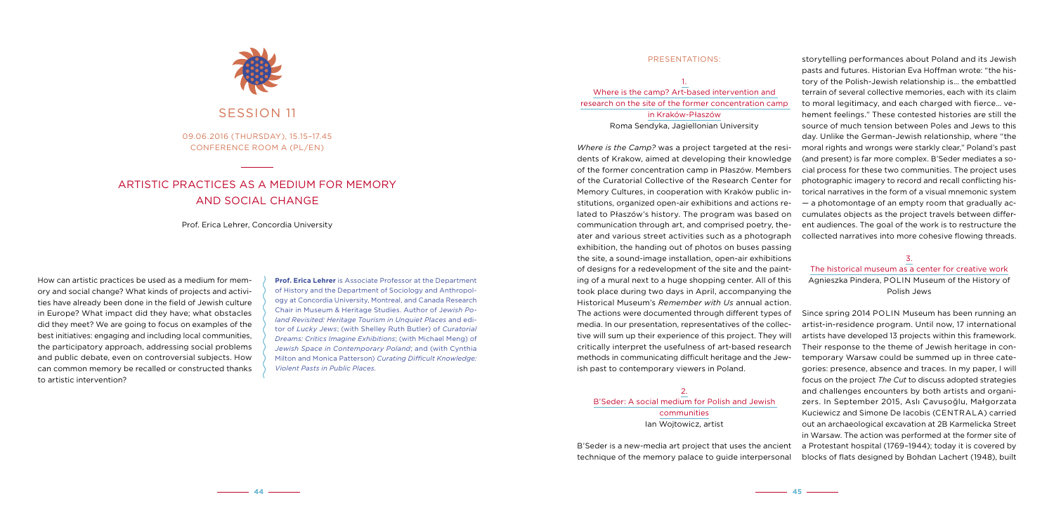# SESSION 11

09.06.2016 (THURSDAY), 15.15–17.45
CONFERENCE ROOM A (PL/EN)

## ARTISTIC PRACTICES AS A MEDIUM FOR MEMORY AND SOCIAL CHANGE

Prof. Erica Lehrer, Concordia University

How can artistic practices be used as a medium for memory and social change? What kinds of projects and activities have already been done in the field of Jewish culture in Europe? What impact did they have; what obstacles did they meet? We are going to focus on examples of the best initiatives: engaging and including local communities, the participatory approach, addressing social problems and public debate, even on controversial subjects. How can common memory be recalled or constructed thanks to artistic intervention?

**Prof. Erica Lehrer** is Associate Professor at the Department of History and the Department of Sociology and Anthropology at Concordia University, Montreal, and Canada Research Chair in Museum & Heritage Studies. Author of *Jewish Poland Revisited: Heritage Tourism in Unquiet Places* and editor of *Lucky Jews*; (with Shelley Ruth Butler) of *Curatorial Dreams: Critics Imagine Exhibitions*; (with Michael Meng) of *Jewish Space in Contemporary Poland*; and (with Cynthia Milton and Monica Patterson) *Curating Difficult Knowledge: Violent Pasts in Public Places*.

### PRESENTATIONS:

#### 1. Where is the camp? Art-based intervention and research on the site of the former concentration camp in Kraków-Płaszów

Roma Sendyka, Jagiellonian University

*Where is the Camp?* was a project targeted at the residents of Krakow, aimed at developing their knowledge of the former concentration camp in Płaszów. Members of the Curatorial Collective of the Research Center for Memory Cultures, in cooperation with Kraków public institutions, organized open-air exhibitions and actions related to Płaszów's history. The program was based on communication through art, and comprised poetry, theater and various street activities such as a photograph exhibition, the handing out of photos on buses passing the site, a sound-image installation, open-air exhibitions of designs for a redevelopment of the site and the painting of a mural next to a huge shopping center. All of this took place during two days in April, accompanying the Historical Museum's *Remember with Us* annual action. The actions were documented through different types of media. In our presentation, representatives of the collective will sum up their experience of this project. They will critically interpret the usefulness of art-based research methods in communicating difficult heritage and the Jewish past to contemporary viewers in Poland.

#### 2. B'Seder: A social medium for Polish and Jewish communities

Ian Wojtowicz, artist

B'Seder is a new-media art project that uses the ancient technique of the memory palace to guide interpersonal storytelling performances about Poland and its Jewish pasts and futures. Historian Eva Hoffman wrote: "the history of the Polish-Jewish relationship is… the embattled terrain of several collective memories, each with its claim to moral legitimacy, and each charged with fierce… vehement feelings." These contested histories are still the source of much tension between Poles and Jews to this day. Unlike the German-Jewish relationship, where "the moral rights and wrongs were starkly clear," Poland's past (and present) is far more complex. B'Seder mediates a social process for these two communities. The project uses photographic imagery to record and recall conflicting historical narratives in the form of a visual mnemonic system — a photomontage of an empty room that gradually accumulates objects as the project travels between different audiences. The goal of the work is to restructure the collected narratives into more cohesive flowing threads.

#### 3. The historical museum as a center for creative work

Agnieszka Pindera, POLIN Museum of the History of Polish Jews

Since spring 2014 POLIN Museum has been running an artist-in-residence program. Until now, 17 international artists have developed 13 projects within this framework. Their response to the theme of Jewish heritage in contemporary Warsaw could be summed up in three categories: presence, absence and traces. In my paper, I will focus on the project *The Cut* to discuss adopted strategies and challenges encounters by both artists and organizers. In September 2015, Aslı Çavuşoğlu, Małgorzata Kuciewicz and Simone De Iacobis (CENTRALA) carried out an archaeological excavation at 2B Karmelicka Street in Warsaw. The action was performed at the former site of a Protestant hospital (1769–1944); today it is covered by blocks of flats designed by Bohdan Lachert (1948), built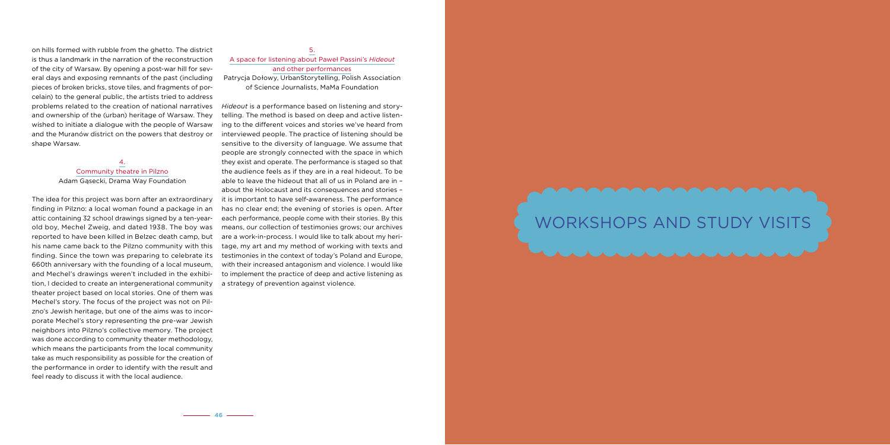on hills formed with rubble from the ghetto. The district is thus a landmark in the narration of the reconstruction of the city of Warsaw. By opening a post-war hill for several days and exposing remnants of the past (including pieces of broken bricks, stove tiles, and fragments of porcelain) to the general public, the artists tried to address problems related to the creation of national narratives and ownership of the (urban) heritage of Warsaw. They wished to initiate a dialogue with the people of Warsaw and the Muranów district on the powers that destroy or shape Warsaw.

### 4. Community theatre in Pilzno

Adam Gąsecki, Drama Way Foundation

The idea for this project was born after an extraordinary finding in Pilzno: a local woman found a package in an attic containing 32 school drawings signed by a ten-year-old boy, Mechel Zweig, and dated 1938. The boy was reported to have been killed in Belzec death camp, but his name came back to the Pilzno community with this finding. Since the town was preparing to celebrate its 660th anniversary with the founding of a local museum, and Mechel's drawings weren't included in the exhibition, I decided to create an intergenerational community theater project based on local stories. One of them was Mechel's story. The focus of the project was not on Pilzno's Jewish heritage, but one of the aims was to incorporate Mechel's story representing the pre-war Jewish neighbors into Pilzno's collective memory. The project was done according to community theater methodology, which means the participants from the local community take as much responsibility as possible for the creation of the performance in order to identify with the result and feel ready to discuss it with the local audience.

### 5. A space for listening about Paweł Passini's *Hideout* and other performances

Patrycja Dołowy, UrbanStorytelling, Polish Association of Science Journalists, MaMa Foundation

*Hideout* is a performance based on listening and storytelling. The method is based on deep and active listening to the different voices and stories we've heard from interviewed people. The practice of listening should be sensitive to the diversity of language. We assume that people are strongly connected with the space in which they exist and operate. The performance is staged so that the audience feels as if they are in a real hideout. To be able to leave the hideout that all of us in Poland are in – about the Holocaust and its consequences and stories – it is important to have self-awareness. The performance has no clear end; the evening of stories is open. After each performance, people come with their stories. By this means, our collection of testimonies grows; our archives are a work-in-process. I would like to talk about my heritage, my art and my method of working with texts and testimonies in the context of today's Poland and Europe, with their increased antagonism and violence. I would like to implement the practice of deep and active listening as a strategy of prevention against violence.

# WORKSHOPS AND STUDY VISITS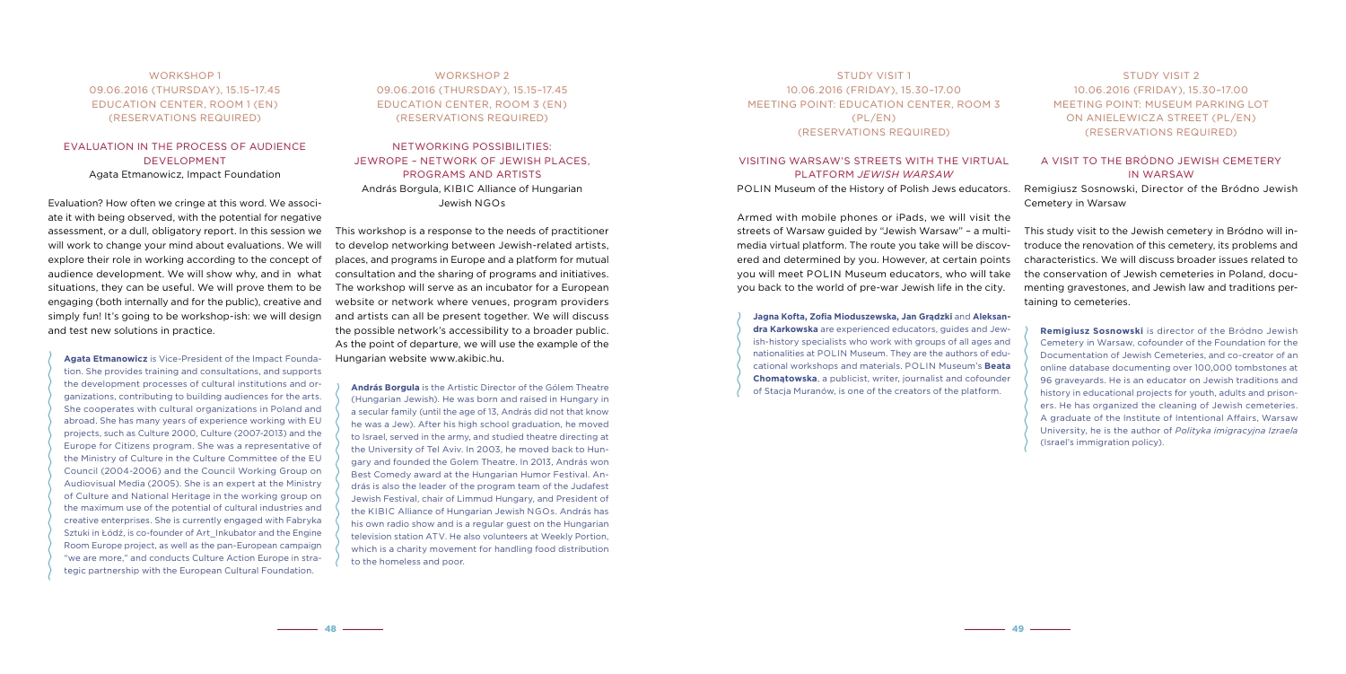WORKSHOP 1
09.06.2016 (THURSDAY), 15.15–17.45
EDUCATION CENTER, ROOM 1 (EN)
(RESERVATIONS REQUIRED)

## EVALUATION IN THE PROCESS OF AUDIENCE DEVELOPMENT

Agata Etmanowicz, Impact Foundation

Evaluation? How often we cringe at this word. We associate it with being observed, with the potential for negative assessment, or a dull, obligatory report. In this session we will work to change your mind about evaluations. We will explore their role in working according to the concept of audience development. We will show why, and in what situations, they can be useful. We will prove them to be engaging (both internally and for the public), creative and simply fun! It's going to be workshop-ish: we will design and test new solutions in practice.

**Agata Etmanowicz** is Vice-President of the Impact Foundation. She provides training and consultations, and supports the development processes of cultural institutions and organizations, contributing to building audiences for the arts. She cooperates with cultural organizations in Poland and abroad. She has many years of experience working with EU projects, such as Culture 2000, Culture (2007-2013) and the Europe for Citizens program. She was a representative of the Ministry of Culture in the Culture Committee of the EU Council (2004-2006) and the Council Working Group on Audiovisual Media (2005). She is an expert at the Ministry of Culture and National Heritage in the working group on the maximum use of the potential of cultural industries and creative enterprises. She is currently engaged with Fabryka Sztuki in Łódź, is co-founder of Art_Inkubator and the Engine Room Europe project, as well as the pan-European campaign "we are more," and conducts Culture Action Europe in strategic partnership with the European Cultural Foundation.

WORKSHOP 2
09.06.2016 (THURSDAY), 15.15–17.45
EDUCATION CENTER, ROOM 3 (EN)
(RESERVATIONS REQUIRED)

## NETWORKING POSSIBILITIES: JEWROPE – NETWORK OF JEWISH PLACES, PROGRAMS AND ARTISTS

András Borgula, KIBIC Alliance of Hungarian Jewish NGOs

This workshop is a response to the needs of practitioner to develop networking between Jewish-related artists, places, and programs in Europe and a platform for mutual consultation and the sharing of programs and initiatives. The workshop will serve as an incubator for a European website or network where venues, program providers and artists can all be present together. We will discuss the possible network's accessibility to a broader public. As the point of departure, we will use the example of the Hungarian website www.akibic.hu.

**András Borgula** is the Artistic Director of the Gólem Theatre (Hungarian Jewish). He was born and raised in Hungary in a secular family (until the age of 13, András did not that know he was a Jew). After his high school graduation, he moved to Israel, served in the army, and studied theatre directing at the University of Tel Aviv. In 2003, he moved back to Hungary and founded the Golem Theatre. In 2013, András won Best Comedy award at the Hungarian Humor Festival. András is also the leader of the program team of the Judafest Jewish Festival, chair of Limmud Hungary, and President of the KIBIC Alliance of Hungarian Jewish NGOs. András has his own radio show and is a regular guest on the Hungarian television station ATV. He also volunteers at Weekly Portion, which is a charity movement for handling food distribution to the homeless and poor.

STUDY VISIT 1
10.06.2016 (FRIDAY), 15.30–17.00
MEETING POINT: EDUCATION CENTER, ROOM 3
(PL/EN)
(RESERVATIONS REQUIRED)

## VISITING WARSAW'S STREETS WITH THE VIRTUAL PLATFORM *JEWISH WARSAW*

POLIN Museum of the History of Polish Jews educators.

Armed with mobile phones or iPads, we will visit the streets of Warsaw guided by "Jewish Warsaw" – a multimedia virtual platform. The route you take will be discovered and determined by you. However, at certain points you will meet POLIN Museum educators, who will take you back to the world of pre-war Jewish life in the city.

**Jagna Kofta, Zofia Mioduszewska, Jan Grądzki** and **Aleksandra Karkowska** are experienced educators, guides and Jewish-history specialists who work with groups of all ages and nationalities at POLIN Museum. They are the authors of educational workshops and materials. POLIN Museum's **Beata Chomątowska**, a publicist, writer, journalist and cofounder of Stacja Muranów, is one of the creators of the platform.

STUDY VISIT 2
10.06.2016 (FRIDAY), 15.30–17.00
MEETING POINT: MUSEUM PARKING LOT
ON ANIELEWICZA STREET (PL/EN)
(RESERVATIONS REQUIRED)

## A VISIT TO THE BRÓDNO JEWISH CEMETERY IN WARSAW

Remigiusz Sosnowski, Director of the Bródno Jewish Cemetery in Warsaw

This study visit to the Jewish cemetery in Bródno will introduce the renovation of this cemetery, its problems and characteristics. We will discuss broader issues related to the conservation of Jewish cemeteries in Poland, documenting gravestones, and Jewish law and traditions pertaining to cemeteries.

**Remigiusz Sosnowski** is director of the Bródno Jewish Cemetery in Warsaw, cofounder of the Foundation for the Documentation of Jewish Cemeteries, and co-creator of an online database documenting over 100,000 tombstones at 96 graveyards. He is an educator on Jewish traditions and history in educational projects for youth, adults and prisoners. He has organized the cleaning of Jewish cemeteries. A graduate of the Institute of Intentional Affairs, Warsaw University, he is the author of *Polityka imigracyjna Izraela* (Israel's immigration policy).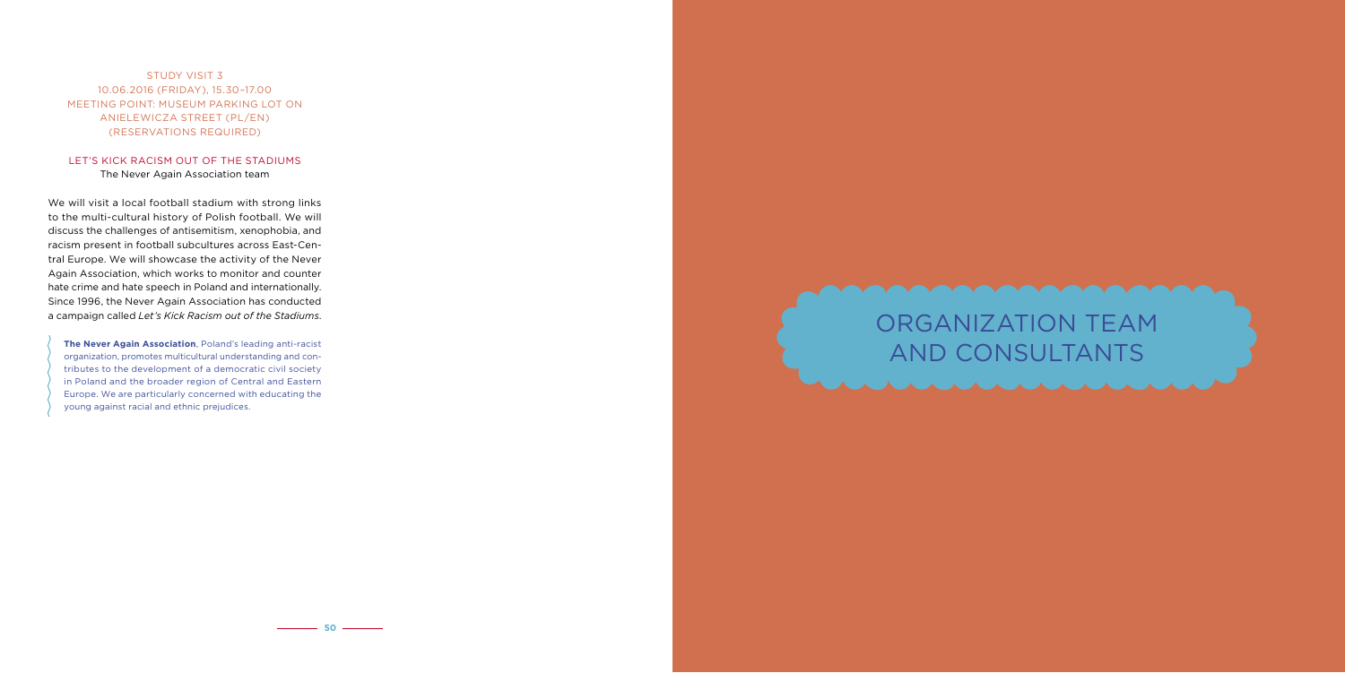STUDY VISIT 3
10.06.2016 (FRIDAY), 15.30–17.00
MEETING POINT: MUSEUM PARKING LOT ON ANIELEWICZA STREET (PL/EN)
(RESERVATIONS REQUIRED)

### LET'S KICK RACISM OUT OF THE STADIUMS

The Never Again Association team

We will visit a local football stadium with strong links to the multi-cultural history of Polish football. We will discuss the challenges of antisemitism, xenophobia, and racism present in football subcultures across East-Central Europe. We will showcase the activity of the Never Again Association, which works to monitor and counter hate crime and hate speech in Poland and internationally. Since 1996, the Never Again Association has conducted a campaign called *Let's Kick Racism out of the Stadiums*.

**The Never Again Association**, Poland's leading anti-racist organization, promotes multicultural understanding and contributes to the development of a democratic civil society in Poland and the broader region of Central and Eastern Europe. We are particularly concerned with educating the young against racial and ethnic prejudices.

# ORGANIZATION TEAM AND CONSULTANTS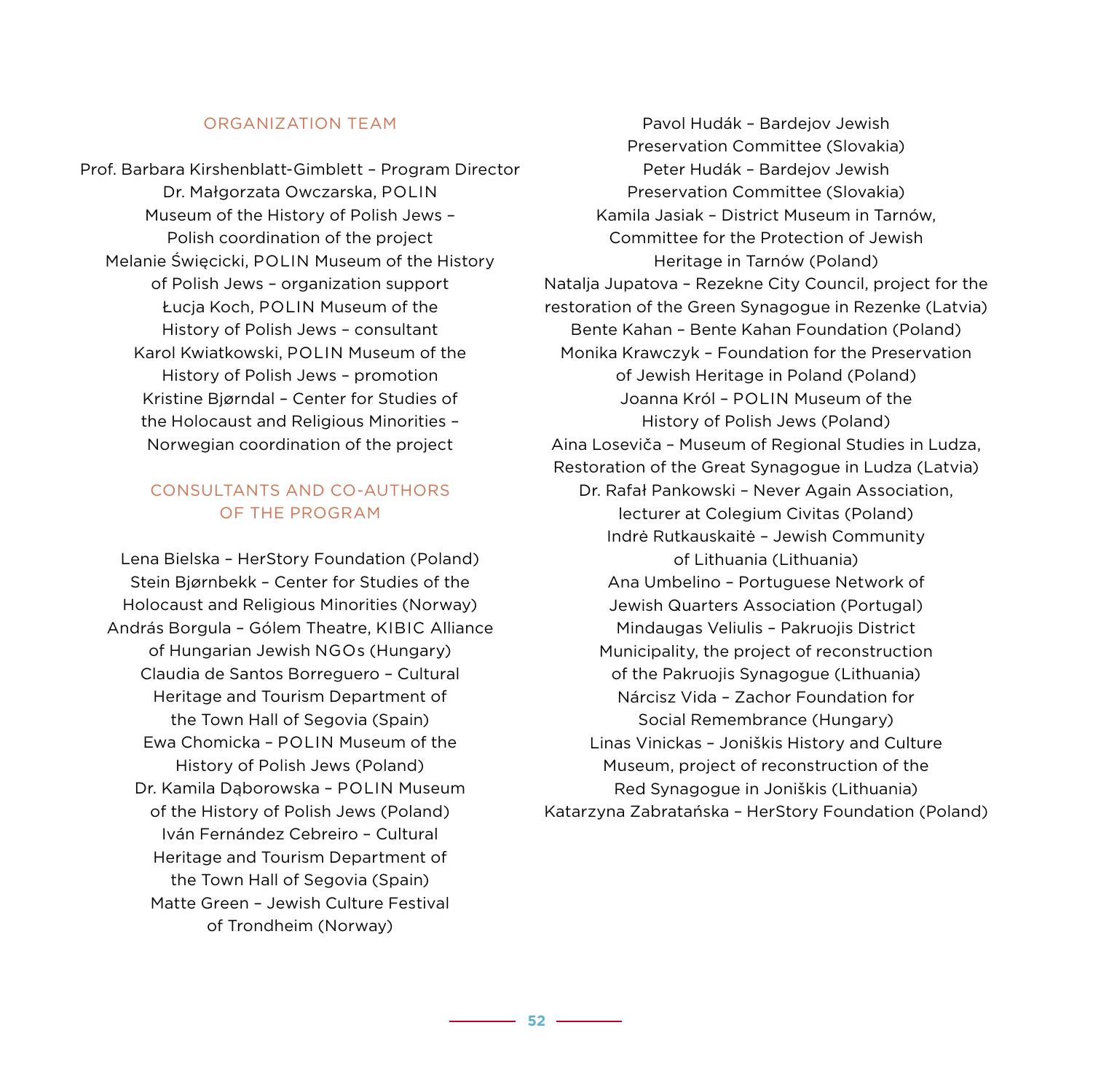## ORGANIZATION TEAM

Prof. Barbara Kirshenblatt-Gimblett – Program Director
Dr. Małgorzata Owczarska, POLIN Museum of the History of Polish Jews – Polish coordination of the project
Melanie Święcicki, POLIN Museum of the History of Polish Jews – organization support
Łucja Koch, POLIN Museum of the History of Polish Jews – consultant
Karol Kwiatkowski, POLIN Museum of the History of Polish Jews – promotion
Kristine Bjørndal – Center for Studies of the Holocaust and Religious Minorities – Norwegian coordination of the project

## CONSULTANTS AND CO-AUTHORS OF THE PROGRAM

Lena Bielska – HerStory Foundation (Poland)
Stein Bjørnbekk – Center for Studies of the Holocaust and Religious Minorities (Norway)
András Borgula – Gólem Theatre, KIBIC Alliance of Hungarian Jewish NGOs (Hungary)
Claudia de Santos Borreguero – Cultural Heritage and Tourism Department of the Town Hall of Segovia (Spain)
Ewa Chomicka – POLIN Museum of the History of Polish Jews (Poland)
Dr. Kamila Dąborowska – POLIN Museum of the History of Polish Jews (Poland)
Iván Fernández Cebreiro – Cultural Heritage and Tourism Department of the Town Hall of Segovia (Spain)
Matte Green – Jewish Culture Festival of Trondheim (Norway)
Pavol Hudák – Bardejov Jewish Preservation Committee (Slovakia)
Peter Hudák – Bardejov Jewish Preservation Committee (Slovakia)
Kamila Jasiak – District Museum in Tarnów, Committee for the Protection of Jewish Heritage in Tarnów (Poland)
Natalja Jupatova – Rezekne City Council, project for the restoration of the Green Synagogue in Rezenke (Latvia)
Bente Kahan – Bente Kahan Foundation (Poland)
Monika Krawczyk – Foundation for the Preservation of Jewish Heritage in Poland (Poland)
Joanna Król – POLIN Museum of the History of Polish Jews (Poland)
Aina Loseviča – Museum of Regional Studies in Ludza, Restoration of the Great Synagogue in Ludza (Latvia)
Dr. Rafał Pankowski – Never Again Association, lecturer at Colegium Civitas (Poland)
Indrė Rutkauskaitė – Jewish Community of Lithuania (Lithuania)
Ana Umbelino – Portuguese Network of Jewish Quarters Association (Portugal)
Mindaugas Veliulis – Pakruojis District Municipality, the project of reconstruction of the Pakruojis Synagogue (Lithuania)
Nárcisz Vida – Zachor Foundation for Social Remembrance (Hungary)
Linas Vinickas – Joniškis History and Culture Museum, project of reconstruction of the Red Synagogue in Joniškis (Lithuania)
Katarzyna Zabratańska – HerStory Foundation (Poland)